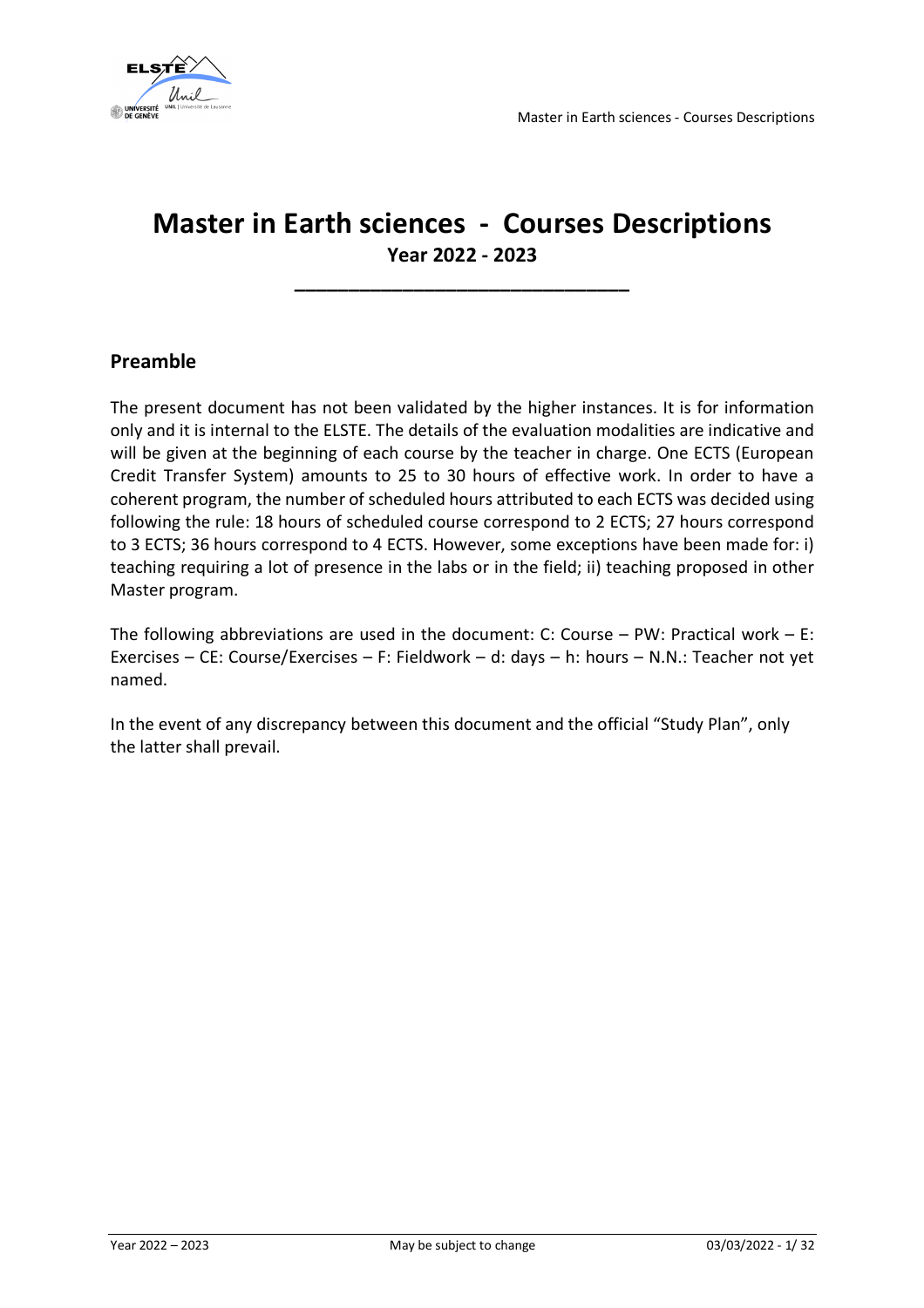# Master in Earth sciences - Courses Descriptions

**Year 2022 - 2023**

## Preamble

The present document has not been validated by the higher instances. It is for information only and it is internal to the ELSTE. The details of the evaluation modalities are indicative and will be given at the beginning of each course by the teacher in charge. One ECTS (European Credit Transfer System) amounts to 25 to 30 hours of effective work. In order to have a coherent program, the number of scheduled hours attributed to each ECTS was decided using following the rule: 18 hours of scheduled course correspond to 2 ECTS; 27 hours correspond to 3 ECTS; 36 hours correspond to 4 ECTS. However, some exceptions have been made for: i) teaching requiring a lot of presence in the labs or in the field; ii) teaching proposed in other Master program.

The following abbreviations are used in the document: C: Course – PW: Practical work – E: Exercises – CE: Course/Exercises – F: Fieldwork – d: days – h: hours – N.N.: Teacher not yet named.

In the event of any discrepancy between this document and the official "Study Plan", only the latter shall prevail.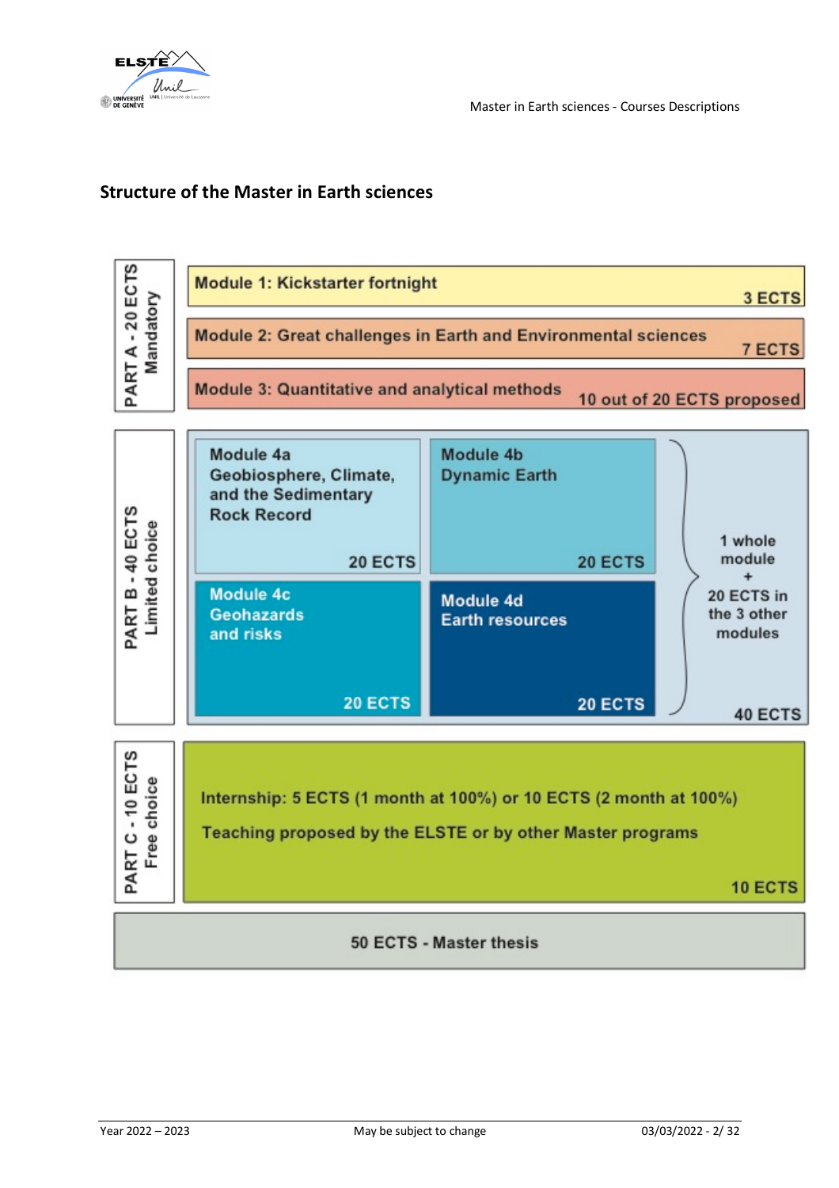## Structure of the Master in Earth sciences

**PART A - 20 ECTS Mandatory**

- Module 1: Kickstarter fortnight — 3 ECTS
- Module 2: Great challenges in Earth and Environmental sciences — 7 ECTS
- Module 3: Quantitative and analytical methods — 10 out of 20 ECTS proposed

**PART B - 40 ECTS Limited choice**

- Module 4a Geobiosphere, Climate, and the Sedimentary Rock Record — 20 ECTS
- Module 4b Dynamic Earth — 20 ECTS
- Module 4c Geohazards and risks — 20 ECTS
- Module 4d Earth resources — 20 ECTS

1 whole module + 20 ECTS in the 3 other modules — 40 ECTS

**PART C - 10 ECTS Free choice**

Internship: 5 ECTS (1 month at 100%) or 10 ECTS (2 month at 100%)

Teaching proposed by the ELSTE or by other Master programs

10 ECTS

**50 ECTS - Master thesis**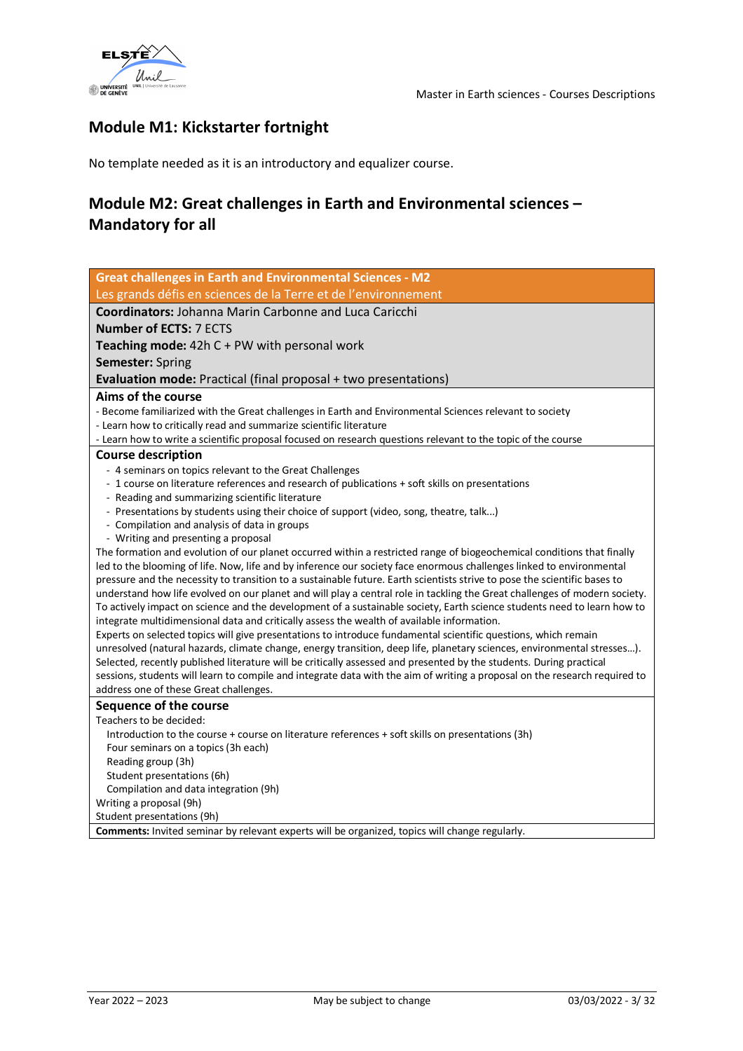## Module M1: Kickstarter fortnight

No template needed as it is an introductory and equalizer course.

## Module M2: Great challenges in Earth and Environmental sciences – Mandatory for all

### Great challenges in Earth and Environmental Sciences - M2

Les grands défis en sciences de la Terre et de l'environnement

**Coordinators:** Johanna Marin Carbonne and Luca Caricchi

**Number of ECTS:** 7 ECTS

**Teaching mode:** 42h C + PW with personal work

**Semester:** Spring

**Evaluation mode:** Practical (final proposal + two presentations)

**Aims of the course**

- Become familiarized with the Great challenges in Earth and Environmental Sciences relevant to society
- Learn how to critically read and summarize scientific literature
- Learn how to write a scientific proposal focused on research questions relevant to the topic of the course

**Course description**

- 4 seminars on topics relevant to the Great Challenges
- 1 course on literature references and research of publications + soft skills on presentations
- Reading and summarizing scientific literature
- Presentations by students using their choice of support (video, song, theatre, talk...)
- Compilation and analysis of data in groups
- Writing and presenting a proposal

The formation and evolution of our planet occurred within a restricted range of biogeochemical conditions that finally led to the blooming of life. Now, life and by inference our society face enormous challenges linked to environmental pressure and the necessity to transition to a sustainable future. Earth scientists strive to pose the scientific bases to understand how life evolved on our planet and will play a central role in tackling the Great challenges of modern society. To actively impact on science and the development of a sustainable society, Earth science students need to learn how to integrate multidimensional data and critically assess the wealth of available information.

Experts on selected topics will give presentations to introduce fundamental scientific questions, which remain unresolved (natural hazards, climate change, energy transition, deep life, planetary sciences, environmental stresses…). Selected, recently published literature will be critically assessed and presented by the students. During practical sessions, students will learn to compile and integrate data with the aim of writing a proposal on the research required to address one of these Great challenges.

**Sequence of the course**

Teachers to be decided:

- Introduction to the course + course on literature references + soft skills on presentations (3h)
- Four seminars on a topics (3h each)
- Reading group (3h)
- Student presentations (6h)
- Compilation and data integration (9h)

Writing a proposal (9h)

Student presentations (9h)

**Comments:** Invited seminar by relevant experts will be organized, topics will change regularly.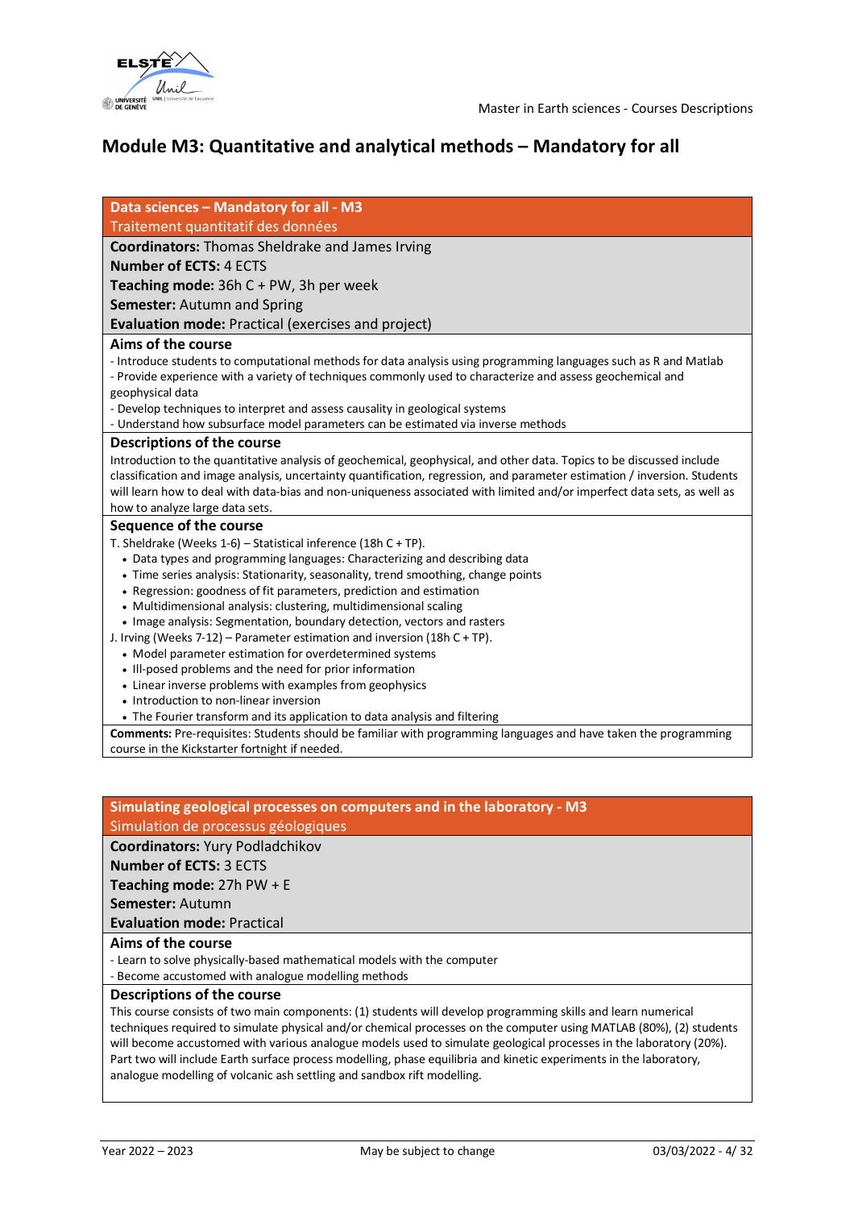# Module M3: Quantitative and analytical methods – Mandatory for all

## Data sciences – Mandatory for all - M3

Traitement quantitatif des données

**Coordinators:** Thomas Sheldrake and James Irving
**Number of ECTS:** 4 ECTS
**Teaching mode:** 36h C + PW, 3h per week
**Semester:** Autumn and Spring
**Evaluation mode:** Practical (exercises and project)

### Aims of the course

- Introduce students to computational methods for data analysis using programming languages such as R and Matlab
- Provide experience with a variety of techniques commonly used to characterize and assess geochemical and geophysical data
- Develop techniques to interpret and assess causality in geological systems
- Understand how subsurface model parameters can be estimated via inverse methods

### Descriptions of the course

Introduction to the quantitative analysis of geochemical, geophysical, and other data. Topics to be discussed include classification and image analysis, uncertainty quantification, regression, and parameter estimation / inversion. Students will learn how to deal with data-bias and non-uniqueness associated with limited and/or imperfect data sets, as well as how to analyze large data sets.

### Sequence of the course

T. Sheldrake (Weeks 1-6) – Statistical inference (18h C + TP).

- Data types and programming languages: Characterizing and describing data
- Time series analysis: Stationarity, seasonality, trend smoothing, change points
- Regression: goodness of fit parameters, prediction and estimation
- Multidimensional analysis: clustering, multidimensional scaling
- Image analysis: Segmentation, boundary detection, vectors and rasters

J. Irving (Weeks 7-12) – Parameter estimation and inversion (18h C + TP).

- Model parameter estimation for overdetermined systems
- Ill-posed problems and the need for prior information
- Linear inverse problems with examples from geophysics
- Introduction to non-linear inversion
- The Fourier transform and its application to data analysis and filtering

**Comments:** Pre-requisites: Students should be familiar with programming languages and have taken the programming course in the Kickstarter fortnight if needed.

## Simulating geological processes on computers and in the laboratory - M3

Simulation de processus géologiques

**Coordinators:** Yury Podladchikov
**Number of ECTS:** 3 ECTS
**Teaching mode:** 27h PW + E
**Semester:** Autumn
**Evaluation mode:** Practical

### Aims of the course

- Learn to solve physically-based mathematical models with the computer
- Become accustomed with analogue modelling methods

### Descriptions of the course

This course consists of two main components: (1) students will develop programming skills and learn numerical techniques required to simulate physical and/or chemical processes on the computer using MATLAB (80%), (2) students will become accustomed with various analogue models used to simulate geological processes in the laboratory (20%). Part two will include Earth surface process modelling, phase equilibria and kinetic experiments in the laboratory, analogue modelling of volcanic ash settling and sandbox rift modelling.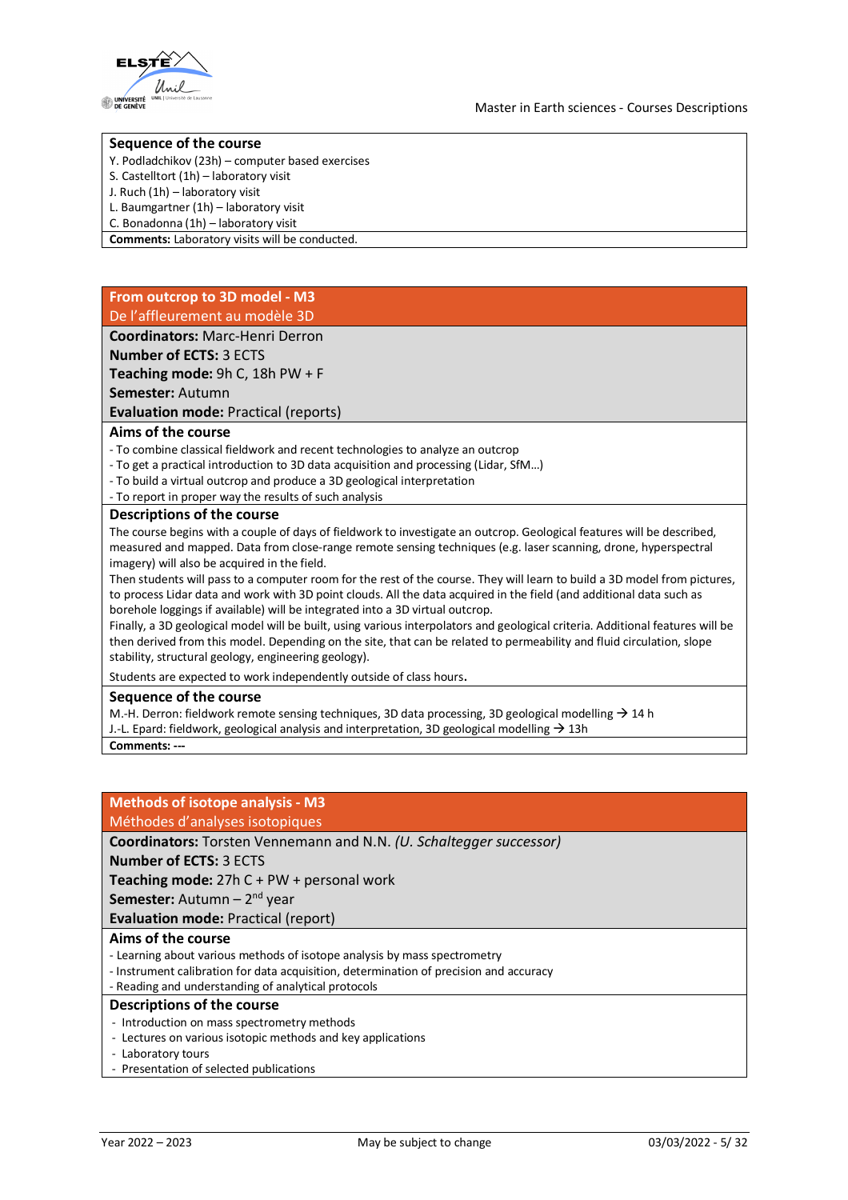### Sequence of the course

Y. Podladchikov (23h) – computer based exercises
S. Castelltort (1h) – laboratory visit
J. Ruch (1h) – laboratory visit
L. Baumgartner (1h) – laboratory visit
C. Bonadonna (1h) – laboratory visit

**Comments:** Laboratory visits will be conducted.

## From outcrop to 3D model - M3

De l'affleurement au modèle 3D

**Coordinators:** Marc-Henri Derron
**Number of ECTS:** 3 ECTS
**Teaching mode:** 9h C, 18h PW + F
**Semester:** Autumn
**Evaluation mode:** Practical (reports)

### Aims of the course

- To combine classical fieldwork and recent technologies to analyze an outcrop
- To get a practical introduction to 3D data acquisition and processing (Lidar, SfM…)
- To build a virtual outcrop and produce a 3D geological interpretation
- To report in proper way the results of such analysis

### Descriptions of the course

The course begins with a couple of days of fieldwork to investigate an outcrop. Geological features will be described, measured and mapped. Data from close-range remote sensing techniques (e.g. laser scanning, drone, hyperspectral imagery) will also be acquired in the field.

Then students will pass to a computer room for the rest of the course. They will learn to build a 3D model from pictures, to process Lidar data and work with 3D point clouds. All the data acquired in the field (and additional data such as borehole loggings if available) will be integrated into a 3D virtual outcrop.

Finally, a 3D geological model will be built, using various interpolators and geological criteria. Additional features will be then derived from this model. Depending on the site, that can be related to permeability and fluid circulation, slope stability, structural geology, engineering geology).

Students are expected to work independently outside of class hours.

### Sequence of the course

M.-H. Derron: fieldwork remote sensing techniques, 3D data processing, 3D geological modelling → 14 h
J.-L. Epard: fieldwork, geological analysis and interpretation, 3D geological modelling → 13h

**Comments: ---**

## Methods of isotope analysis - M3

Méthodes d'analyses isotopiques

**Coordinators:** Torsten Vennemann and N.N. *(U. Schaltegger successor)*
**Number of ECTS:** 3 ECTS
**Teaching mode:** 27h C + PW + personal work
**Semester:** Autumn – 2nd year
**Evaluation mode:** Practical (report)

### Aims of the course

- Learning about various methods of isotope analysis by mass spectrometry
- Instrument calibration for data acquisition, determination of precision and accuracy
- Reading and understanding of analytical protocols

### Descriptions of the course

- Introduction on mass spectrometry methods
- Lectures on various isotopic methods and key applications
- Laboratory tours
- Presentation of selected publications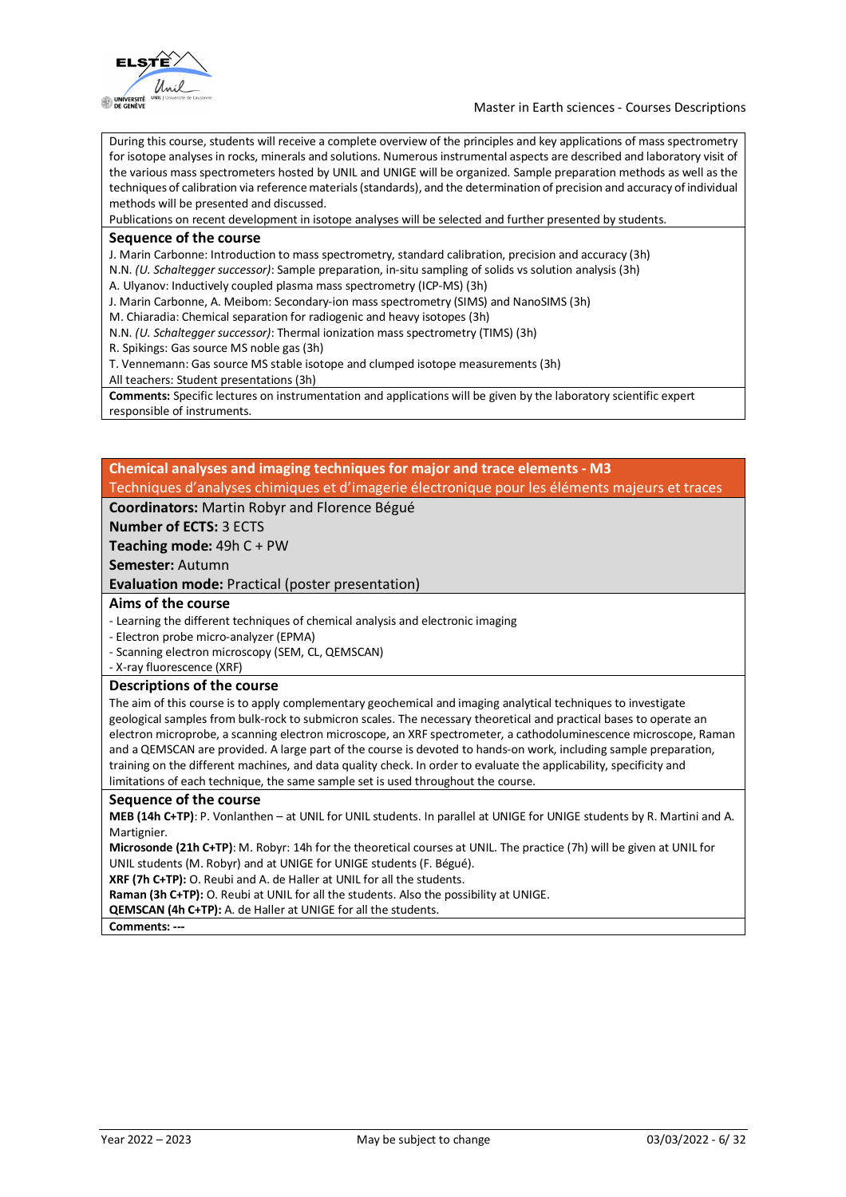During this course, students will receive a complete overview of the principles and key applications of mass spectrometry for isotope analyses in rocks, minerals and solutions. Numerous instrumental aspects are described and laboratory visit of the various mass spectrometers hosted by UNIL and UNIGE will be organized. Sample preparation methods as well as the techniques of calibration via reference materials (standards), and the determination of precision and accuracy of individual methods will be presented and discussed.
Publications on recent development in isotope analyses will be selected and further presented by students.

### Sequence of the course

J. Marin Carbonne: Introduction to mass spectrometry, standard calibration, precision and accuracy (3h)
N.N. *(U. Schaltegger successor)*: Sample preparation, in-situ sampling of solids vs solution analysis (3h)
A. Ulyanov: Inductively coupled plasma mass spectrometry (ICP-MS) (3h)
J. Marin Carbonne, A. Meibom: Secondary-ion mass spectrometry (SIMS) and NanoSIMS (3h)
M. Chiaradia: Chemical separation for radiogenic and heavy isotopes (3h)
N.N. *(U. Schaltegger successor)*: Thermal ionization mass spectrometry (TIMS) (3h)
R. Spikings: Gas source MS noble gas (3h)
T. Vennemann: Gas source MS stable isotope and clumped isotope measurements (3h)
All teachers: Student presentations (3h)

**Comments:** Specific lectures on instrumentation and applications will be given by the laboratory scientific expert responsible of instruments.

## Chemical analyses and imaging techniques for major and trace elements - M3
Techniques d'analyses chimiques et d'imagerie électronique pour les éléments majeurs et traces

**Coordinators:** Martin Robyr and Florence Bégué
**Number of ECTS:** 3 ECTS
**Teaching mode:** 49h C + PW
**Semester:** Autumn
**Evaluation mode:** Practical (poster presentation)

### Aims of the course

- Learning the different techniques of chemical analysis and electronic imaging
- Electron probe micro-analyzer (EPMA)
- Scanning electron microscopy (SEM, CL, QEMSCAN)
- X-ray fluorescence (XRF)

### Descriptions of the course

The aim of this course is to apply complementary geochemical and imaging analytical techniques to investigate geological samples from bulk-rock to submicron scales. The necessary theoretical and practical bases to operate an electron microprobe, a scanning electron microscope, an XRF spectrometer, a cathodoluminescence microscope, Raman and a QEMSCAN are provided. A large part of the course is devoted to hands-on work, including sample preparation, training on the different machines, and data quality check. In order to evaluate the applicability, specificity and limitations of each technique, the same sample set is used throughout the course.

### Sequence of the course

**MEB (14h C+TP)**: P. Vonlanthen – at UNIL for UNIL students. In parallel at UNIGE for UNIGE students by R. Martini and A. Martignier.
**Microsonde (21h C+TP)**: M. Robyr: 14h for the theoretical courses at UNIL. The practice (7h) will be given at UNIL for UNIL students (M. Robyr) and at UNIGE for UNIGE students (F. Bégué).
**XRF (7h C+TP):** O. Reubi and A. de Haller at UNIL for all the students.
**Raman (3h C+TP):** O. Reubi at UNIL for all the students. Also the possibility at UNIGE.
**QEMSCAN (4h C+TP):** A. de Haller at UNIGE for all the students.

**Comments: ---**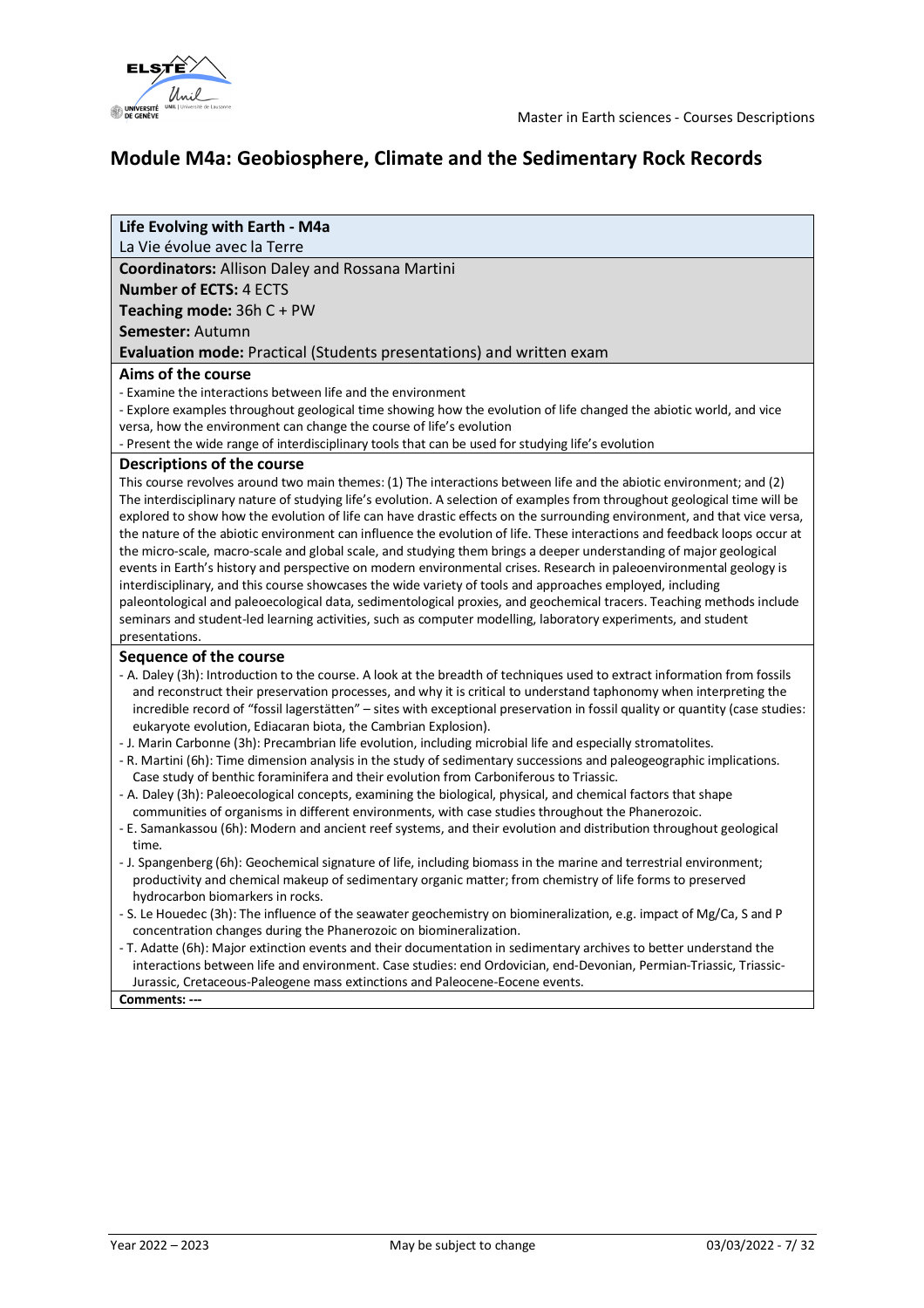# Module M4a: Geobiosphere, Climate and the Sedimentary Rock Records

**Life Evolving with Earth - M4a**

La Vie évolue avec la Terre

**Coordinators:** Allison Daley and Rossana Martini

**Number of ECTS:** 4 ECTS

**Teaching mode:** 36h C + PW

**Semester:** Autumn

**Evaluation mode:** Practical (Students presentations) and written exam

### Aims of the course

- Examine the interactions between life and the environment
- Explore examples throughout geological time showing how the evolution of life changed the abiotic world, and vice versa, how the environment can change the course of life's evolution
- Present the wide range of interdisciplinary tools that can be used for studying life's evolution

### Descriptions of the course

This course revolves around two main themes: (1) The interactions between life and the abiotic environment; and (2) The interdisciplinary nature of studying life's evolution. A selection of examples from throughout geological time will be explored to show how the evolution of life can have drastic effects on the surrounding environment, and that vice versa, the nature of the abiotic environment can influence the evolution of life. These interactions and feedback loops occur at the micro-scale, macro-scale and global scale, and studying them brings a deeper understanding of major geological events in Earth's history and perspective on modern environmental crises. Research in paleoenvironmental geology is interdisciplinary, and this course showcases the wide variety of tools and approaches employed, including paleontological and paleoecological data, sedimentological proxies, and geochemical tracers. Teaching methods include seminars and student-led learning activities, such as computer modelling, laboratory experiments, and student presentations.

### Sequence of the course

- A. Daley (3h): Introduction to the course. A look at the breadth of techniques used to extract information from fossils and reconstruct their preservation processes, and why it is critical to understand taphonomy when interpreting the incredible record of "fossil lagerstätten" – sites with exceptional preservation in fossil quality or quantity (case studies: eukaryote evolution, Ediacaran biota, the Cambrian Explosion).
- J. Marin Carbonne (3h): Precambrian life evolution, including microbial life and especially stromatolites.
- R. Martini (6h): Time dimension analysis in the study of sedimentary successions and paleogeographic implications. Case study of benthic foraminifera and their evolution from Carboniferous to Triassic.
- A. Daley (3h): Paleoecological concepts, examining the biological, physical, and chemical factors that shape communities of organisms in different environments, with case studies throughout the Phanerozoic.
- E. Samankassou (6h): Modern and ancient reef systems, and their evolution and distribution throughout geological time.
- J. Spangenberg (6h): Geochemical signature of life, including biomass in the marine and terrestrial environment; productivity and chemical makeup of sedimentary organic matter; from chemistry of life forms to preserved hydrocarbon biomarkers in rocks.
- S. Le Houedec (3h): The influence of the seawater geochemistry on biomineralization, e.g. impact of Mg/Ca, S and P concentration changes during the Phanerozoic on biomineralization.
- T. Adatte (6h): Major extinction events and their documentation in sedimentary archives to better understand the interactions between life and environment. Case studies: end Ordovician, end-Devonian, Permian-Triassic, Triassic-Jurassic, Cretaceous-Paleogene mass extinctions and Paleocene-Eocene events.

**Comments: ---**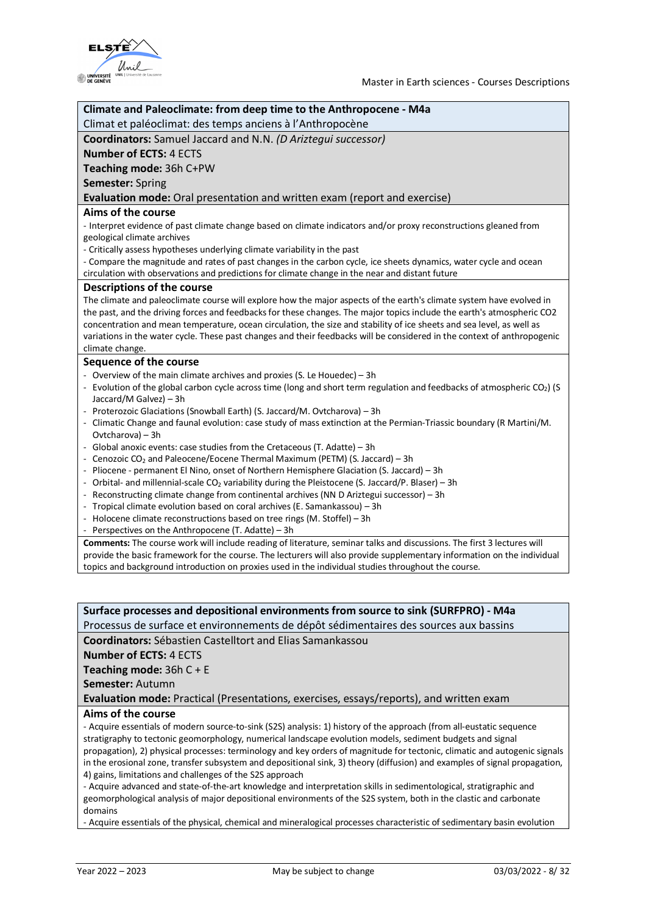## Climate and Paleoclimate: from deep time to the Anthropocene - M4a

Climat et paléoclimat: des temps anciens à l'Anthropocène

**Coordinators:** Samuel Jaccard and N.N. *(D Ariztegui successor)*

**Number of ECTS:** 4 ECTS

**Teaching mode:** 36h C+PW

**Semester:** Spring

**Evaluation mode:** Oral presentation and written exam (report and exercise)

### Aims of the course

- Interpret evidence of past climate change based on climate indicators and/or proxy reconstructions gleaned from geological climate archives
- Critically assess hypotheses underlying climate variability in the past
- Compare the magnitude and rates of past changes in the carbon cycle, ice sheets dynamics, water cycle and ocean circulation with observations and predictions for climate change in the near and distant future

### Descriptions of the course

The climate and paleoclimate course will explore how the major aspects of the earth's climate system have evolved in the past, and the driving forces and feedbacks for these changes. The major topics include the earth's atmospheric CO2 concentration and mean temperature, ocean circulation, the size and stability of ice sheets and sea level, as well as variations in the water cycle. These past changes and their feedbacks will be considered in the context of anthropogenic climate change.

### Sequence of the course

- Overview of the main climate archives and proxies (S. Le Houedec) – 3h
- Evolution of the global carbon cycle across time (long and short term regulation and feedbacks of atmospheric $CO_2$) (S Jaccard/M Galvez) – 3h
- Proterozoic Glaciations (Snowball Earth) (S. Jaccard/M. Ovtcharova) – 3h
- Climatic Change and faunal evolution: case study of mass extinction at the Permian-Triassic boundary (R Martini/M. Ovtcharova) – 3h
- Global anoxic events: case studies from the Cretaceous (T. Adatte) – 3h
- Cenozoic $CO_2$ and Paleocene/Eocene Thermal Maximum (PETM) (S. Jaccard) – 3h
- Pliocene - permanent El Nino, onset of Northern Hemisphere Glaciation (S. Jaccard) – 3h
- Orbital- and millennial-scale $CO_2$ variability during the Pleistocene (S. Jaccard/P. Blaser) – 3h
- Reconstructing climate change from continental archives (NN D Ariztegui successor) – 3h
- Tropical climate evolution based on coral archives (E. Samankassou) – 3h
- Holocene climate reconstructions based on tree rings (M. Stoffel) – 3h
- Perspectives on the Anthropocene (T. Adatte) – 3h

**Comments:** The course work will include reading of literature, seminar talks and discussions. The first 3 lectures will provide the basic framework for the course. The lecturers will also provide supplementary information on the individual topics and background introduction on proxies used in the individual studies throughout the course.

## Surface processes and depositional environments from source to sink (SURFPRO) - M4a

Processus de surface et environnements de dépôt sédimentaires des sources aux bassins

**Coordinators:** Sébastien Castelltort and Elias Samankassou

**Number of ECTS:** 4 ECTS

**Teaching mode:** 36h C + E

**Semester:** Autumn

**Evaluation mode:** Practical (Presentations, exercises, essays/reports), and written exam

### Aims of the course

- Acquire essentials of modern source-to-sink (S2S) analysis: 1) history of the approach (from all-eustatic sequence stratigraphy to tectonic geomorphology, numerical landscape evolution models, sediment budgets and signal propagation), 2) physical processes: terminology and key orders of magnitude for tectonic, climatic and autogenic signals in the erosional zone, transfer subsystem and depositional sink, 3) theory (diffusion) and examples of signal propagation, 4) gains, limitations and challenges of the S2S approach
- Acquire advanced and state-of-the-art knowledge and interpretation skills in sedimentological, stratigraphic and geomorphological analysis of major depositional environments of the S2S system, both in the clastic and carbonate domains
- Acquire essentials of the physical, chemical and mineralogical processes characteristic of sedimentary basin evolution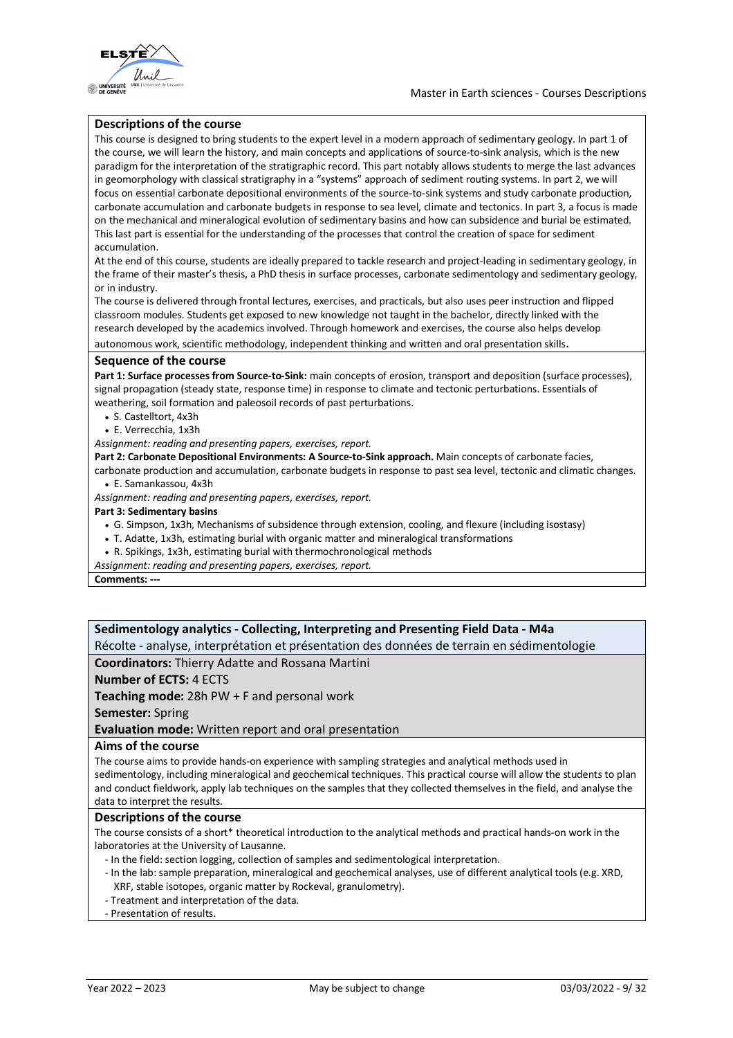### Descriptions of the course

This course is designed to bring students to the expert level in a modern approach of sedimentary geology. In part 1 of the course, we will learn the history, and main concepts and applications of source-to-sink analysis, which is the new paradigm for the interpretation of the stratigraphic record. This part notably allows students to merge the last advances in geomorphology with classical stratigraphy in a "systems" approach of sediment routing systems. In part 2, we will focus on essential carbonate depositional environments of the source-to-sink systems and study carbonate production, carbonate accumulation and carbonate budgets in response to sea level, climate and tectonics. In part 3, a focus is made on the mechanical and mineralogical evolution of sedimentary basins and how can subsidence and burial be estimated. This last part is essential for the understanding of the processes that control the creation of space for sediment accumulation.

At the end of this course, students are ideally prepared to tackle research and project-leading in sedimentary geology, in the frame of their master's thesis, a PhD thesis in surface processes, carbonate sedimentology and sedimentary geology, or in industry.

The course is delivered through frontal lectures, exercises, and practicals, but also uses peer instruction and flipped classroom modules. Students get exposed to new knowledge not taught in the bachelor, directly linked with the research developed by the academics involved. Through homework and exercises, the course also helps develop autonomous work, scientific methodology, independent thinking and written and oral presentation skills.

### Sequence of the course

**Part 1: Surface processes from Source-to-Sink:** main concepts of erosion, transport and deposition (surface processes), signal propagation (steady state, response time) in response to climate and tectonic perturbations. Essentials of weathering, soil formation and paleosoil records of past perturbations.

- S. Castelltort, 4x3h
- E. Verrecchia, 1x3h

*Assignment: reading and presenting papers, exercises, report.*

**Part 2: Carbonate Depositional Environments: A Source-to-Sink approach.** Main concepts of carbonate facies, carbonate production and accumulation, carbonate budgets in response to past sea level, tectonic and climatic changes.

- E. Samankassou, 4x3h

*Assignment: reading and presenting papers, exercises, report.*

**Part 3: Sedimentary basins**

- G. Simpson, 1x3h, Mechanisms of subsidence through extension, cooling, and flexure (including isostasy)
- T. Adatte, 1x3h, estimating burial with organic matter and mineralogical transformations
- R. Spikings, 1x3h, estimating burial with thermochronological methods

*Assignment: reading and presenting papers, exercises, report.*

**Comments: ---**

## Sedimentology analytics - Collecting, Interpreting and Presenting Field Data - M4a

Récolte - analyse, interprétation et présentation des données de terrain en sédimentologie

**Coordinators:** Thierry Adatte and Rossana Martini

**Number of ECTS:** 4 ECTS

**Teaching mode:** 28h PW + F and personal work

**Semester:** Spring

**Evaluation mode:** Written report and oral presentation

### Aims of the course

The course aims to provide hands-on experience with sampling strategies and analytical methods used in sedimentology, including mineralogical and geochemical techniques. This practical course will allow the students to plan and conduct fieldwork, apply lab techniques on the samples that they collected themselves in the field, and analyse the data to interpret the results.

### Descriptions of the course

The course consists of a short* theoretical introduction to the analytical methods and practical hands-on work in the laboratories at the University of Lausanne.

- In the field: section logging, collection of samples and sedimentological interpretation.
- In the lab: sample preparation, mineralogical and geochemical analyses, use of different analytical tools (e.g. XRD, XRF, stable isotopes, organic matter by Rockeval, granulometry).
- Treatment and interpretation of the data.
- Presentation of results.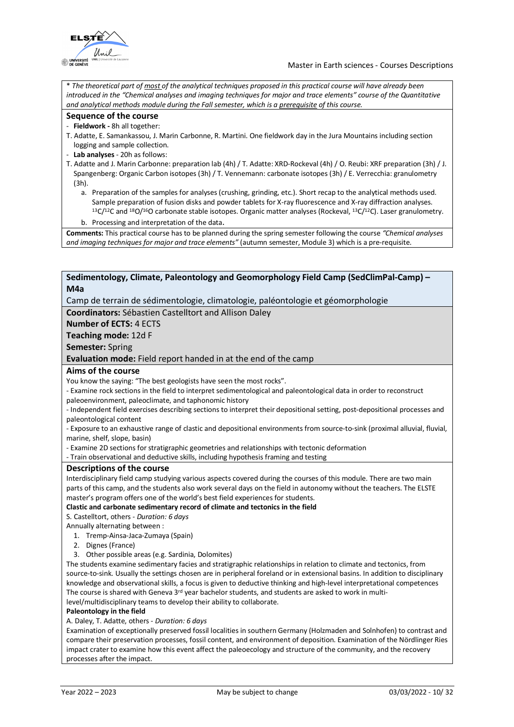\* *The theoretical part of most of the analytical techniques proposed in this practical course will have already been introduced in the "Chemical analyses and imaging techniques for major and trace elements" course of the Quantitative and analytical methods module during the Fall semester, which is a prerequisite of this course.*

### Sequence of the course

- **Fieldwork -** 8h all together:

T. Adatte, E. Samankassou, J. Marin Carbonne, R. Martini. One fieldwork day in the Jura Mountains including section logging and sample collection.

- **Lab analyses** - 20h as follows:

T. Adatte and J. Marin Carbonne: preparation lab (4h) / T. Adatte: XRD-Rockeval (4h) / O. Reubi: XRF preparation (3h) / J. Spangenberg: Organic Carbon isotopes (3h) / T. Vennemann: carbonate isotopes (3h) / E. Verrecchia: granulometry (3h).

a. Preparation of the samples for analyses (crushing, grinding, etc.). Short recap to the analytical methods used. Sample preparation of fusion disks and powder tablets for X-ray fluorescence and X-ray diffraction analyses. $^{13}C/^{12}C$ and $^{18}O/^{16}O$ carbonate stable isotopes. Organic matter analyses (Rockeval, $^{13}C/^{12}C$). Laser granulometry.

b. Processing and interpretation of the data.

**Comments:** This practical course has to be planned during the spring semester following the course *"Chemical analyses and imaging techniques for major and trace elements"* (autumn semester, Module 3) which is a pre-requisite.

## Sedimentology, Climate, Paleontology and Geomorphology Field Camp (SedClimPal-Camp) – M4a

Camp de terrain de sédimentologie, climatologie, paléontologie et géomorphologie

**Coordinators:** Sébastien Castelltort and Allison Daley

**Number of ECTS:** 4 ECTS

**Teaching mode:** 12d F

**Semester:** Spring

**Evaluation mode:** Field report handed in at the end of the camp

### Aims of the course

You know the saying: "The best geologists have seen the most rocks".

- Examine rock sections in the field to interpret sedimentological and paleontological data in order to reconstruct paleoenvironment, paleoclimate, and taphonomic history
- Independent field exercises describing sections to interpret their depositional setting, post-depositional processes and paleontological content
- Exposure to an exhaustive range of clastic and depositional environments from source-to-sink (proximal alluvial, fluvial, marine, shelf, slope, basin)
- Examine 2D sections for stratigraphic geometries and relationships with tectonic deformation
- Train observational and deductive skills, including hypothesis framing and testing

### Descriptions of the course

Interdisciplinary field camp studying various aspects covered during the courses of this module. There are two main parts of this camp, and the students also work several days on the field in autonomy without the teachers. The ELSTE master's program offers one of the world's best field experiences for students.

**Clastic and carbonate sedimentary record of climate and tectonics in the field**

S. Castelltort, others - *Duration: 6 days*

Annually alternating between :

1. Tremp-Ainsa-Jaca-Zumaya (Spain)
2. Dignes (France)
3. Other possible areas (e.g. Sardinia, Dolomites)

The students examine sedimentary facies and stratigraphic relationships in relation to climate and tectonics, from source-to-sink. Usually the settings chosen are in peripheral foreland or in extensional basins. In addition to disciplinary knowledge and observational skills, a focus is given to deductive thinking and high-level interpretational competences The course is shared with Geneva 3rd year bachelor students, and students are asked to work in multi-level/multidisciplinary teams to develop their ability to collaborate.

**Paleontology in the field**

A. Daley, T. Adatte, others - *Duration: 6 days*

Examination of exceptionally preserved fossil localities in southern Germany (Holzmaden and Solnhofen) to contrast and compare their preservation processes, fossil content, and environment of deposition. Examination of the Nördlinger Ries impact crater to examine how this event affect the paleoecology and structure of the community, and the recovery processes after the impact.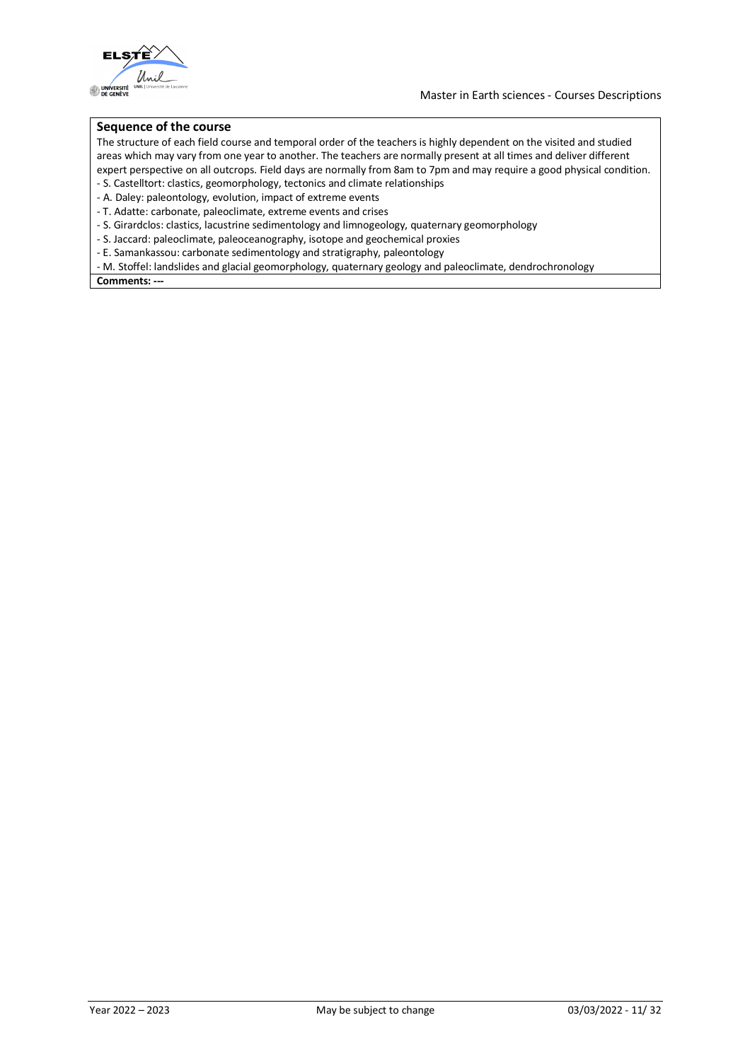**Sequence of the course**

The structure of each field course and temporal order of the teachers is highly dependent on the visited and studied areas which may vary from one year to another. The teachers are normally present at all times and deliver different expert perspective on all outcrops. Field days are normally from 8am to 7pm and may require a good physical condition.

- S. Castelltort: clastics, geomorphology, tectonics and climate relationships
- A. Daley: paleontology, evolution, impact of extreme events
- T. Adatte: carbonate, paleoclimate, extreme events and crises
- S. Girardclos: clastics, lacustrine sedimentology and limnogeology, quaternary geomorphology
- S. Jaccard: paleoclimate, paleoceanography, isotope and geochemical proxies
- E. Samankassou: carbonate sedimentology and stratigraphy, paleontology
- M. Stoffel: landslides and glacial geomorphology, quaternary geology and paleoclimate, dendrochronology

**Comments: ---**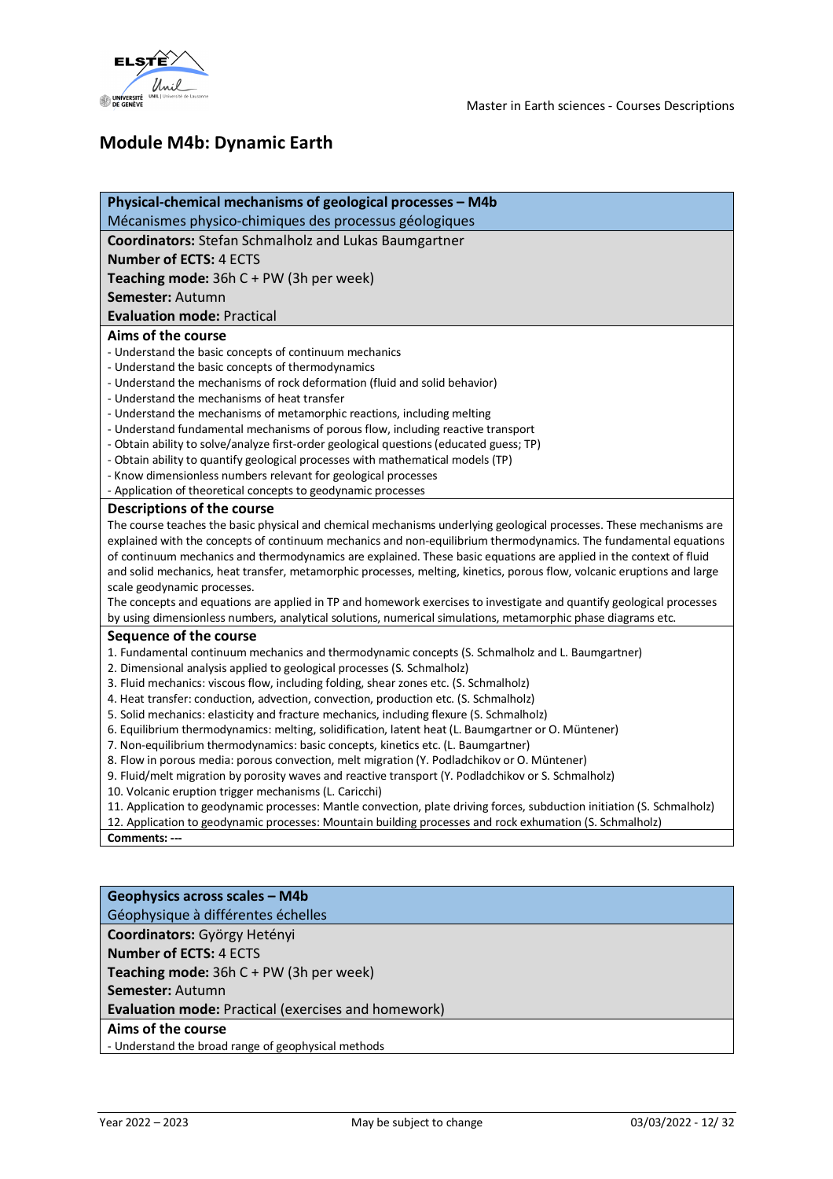# Module M4b: Dynamic Earth

## Physical-chemical mechanisms of geological processes – M4b

Mécanismes physico-chimiques des processus géologiques

**Coordinators:** Stefan Schmalholz and Lukas Baumgartner

**Number of ECTS:** 4 ECTS

**Teaching mode:** 36h C + PW (3h per week)

**Semester:** Autumn

**Evaluation mode:** Practical

### Aims of the course

- Understand the basic concepts of continuum mechanics
- Understand the basic concepts of thermodynamics
- Understand the mechanisms of rock deformation (fluid and solid behavior)
- Understand the mechanisms of heat transfer
- Understand the mechanisms of metamorphic reactions, including melting
- Understand fundamental mechanisms of porous flow, including reactive transport
- Obtain ability to solve/analyze first-order geological questions (educated guess; TP)
- Obtain ability to quantify geological processes with mathematical models (TP)
- Know dimensionless numbers relevant for geological processes
- Application of theoretical concepts to geodynamic processes

### Descriptions of the course

The course teaches the basic physical and chemical mechanisms underlying geological processes. These mechanisms are explained with the concepts of continuum mechanics and non-equilibrium thermodynamics. The fundamental equations of continuum mechanics and thermodynamics are explained. These basic equations are applied in the context of fluid and solid mechanics, heat transfer, metamorphic processes, melting, kinetics, porous flow, volcanic eruptions and large scale geodynamic processes.

The concepts and equations are applied in TP and homework exercises to investigate and quantify geological processes by using dimensionless numbers, analytical solutions, numerical simulations, metamorphic phase diagrams etc.

### Sequence of the course

1. Fundamental continuum mechanics and thermodynamic concepts (S. Schmalholz and L. Baumgartner)
2. Dimensional analysis applied to geological processes (S. Schmalholz)
3. Fluid mechanics: viscous flow, including folding, shear zones etc. (S. Schmalholz)
4. Heat transfer: conduction, advection, convection, production etc. (S. Schmalholz)
5. Solid mechanics: elasticity and fracture mechanics, including flexure (S. Schmalholz)
6. Equilibrium thermodynamics: melting, solidification, latent heat (L. Baumgartner or O. Müntener)
7. Non-equilibrium thermodynamics: basic concepts, kinetics etc. (L. Baumgartner)
8. Flow in porous media: porous convection, melt migration (Y. Podladchikov or O. Müntener)
9. Fluid/melt migration by porosity waves and reactive transport (Y. Podladchikov or S. Schmalholz)
10. Volcanic eruption trigger mechanisms (L. Caricchi)
11. Application to geodynamic processes: Mantle convection, plate driving forces, subduction initiation (S. Schmalholz)
12. Application to geodynamic processes: Mountain building processes and rock exhumation (S. Schmalholz)

**Comments:** ---

## Geophysics across scales – M4b

Géophysique à différentes échelles

**Coordinators:** György Hetényi

**Number of ECTS:** 4 ECTS

**Teaching mode:** 36h C + PW (3h per week)

**Semester:** Autumn

**Evaluation mode:** Practical (exercises and homework)

### Aims of the course

- Understand the broad range of geophysical methods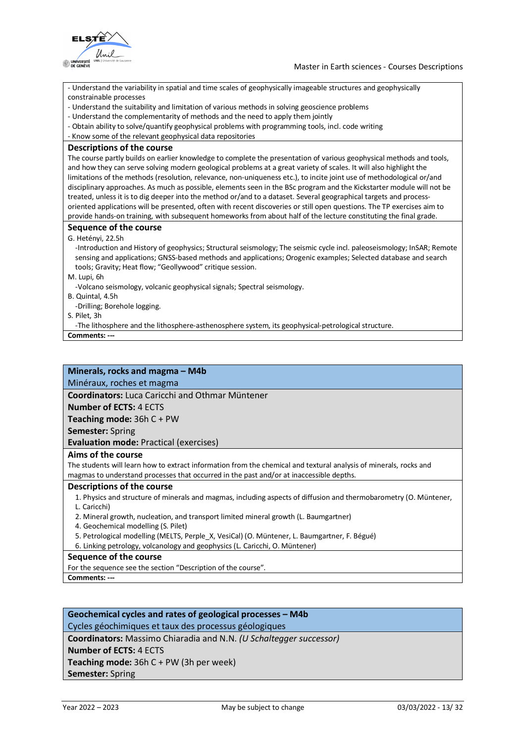- Understand the variability in spatial and time scales of geophysically imageable structures and geophysically constrainable processes
- Understand the suitability and limitation of various methods in solving geoscience problems
- Understand the complementarity of methods and the need to apply them jointly
- Obtain ability to solve/quantify geophysical problems with programming tools, incl. code writing
- Know some of the relevant geophysical data repositories

### Descriptions of the course

The course partly builds on earlier knowledge to complete the presentation of various geophysical methods and tools, and how they can serve solving modern geological problems at a great variety of scales. It will also highlight the limitations of the methods (resolution, relevance, non-uniqueness etc.), to incite joint use of methodological or/and disciplinary approaches. As much as possible, elements seen in the BSc program and the Kickstarter module will not be treated, unless it is to dig deeper into the method or/and to a dataset. Several geographical targets and process-oriented applications will be presented, often with recent discoveries or still open questions. The TP exercises aim to provide hands-on training, with subsequent homeworks from about half of the lecture constituting the final grade.

### Sequence of the course

G. Hetényi, 22.5h

-Introduction and History of geophysics; Structural seismology; The seismic cycle incl. paleoseismology; InSAR; Remote sensing and applications; GNSS-based methods and applications; Orogenic examples; Selected database and search tools; Gravity; Heat flow; “Geollywood” critique session.

M. Lupi, 6h

-Volcano seismology, volcanic geophysical signals; Spectral seismology.

B. Quintal, 4.5h

-Drilling; Borehole logging.

S. Pilet, 3h

-The lithosphere and the lithosphere-asthenosphere system, its geophysical-petrological structure.

**Comments: ---**

## Minerals, rocks and magma – M4b

Minéraux, roches et magma

**Coordinators:** Luca Caricchi and Othmar Müntener

**Number of ECTS:** 4 ECTS

**Teaching mode:** 36h C + PW

**Semester:** Spring

**Evaluation mode:** Practical (exercises)

### Aims of the course

The students will learn how to extract information from the chemical and textural analysis of minerals, rocks and magmas to understand processes that occurred in the past and/or at inaccessible depths.

### Descriptions of the course

1. Physics and structure of minerals and magmas, including aspects of diffusion and thermobarometry (O. Müntener, L. Caricchi)
2. Mineral growth, nucleation, and transport limited mineral growth (L. Baumgartner)
4. Geochemical modelling (S. Pilet)
5. Petrological modelling (MELTS, Perple_X, VesiCal) (O. Müntener, L. Baumgartner, F. Bégué)
6. Linking petrology, volcanology and geophysics (L. Caricchi, O. Müntener)

### Sequence of the course

For the sequence see the section “Description of the course”.

**Comments: ---**

## Geochemical cycles and rates of geological processes – M4b

Cycles géochimiques et taux des processus géologiques

**Coordinators:** Massimo Chiaradia and N.N. *(U Schaltegger successor)*

**Number of ECTS:** 4 ECTS

**Teaching mode:** 36h C + PW (3h per week)

**Semester:** Spring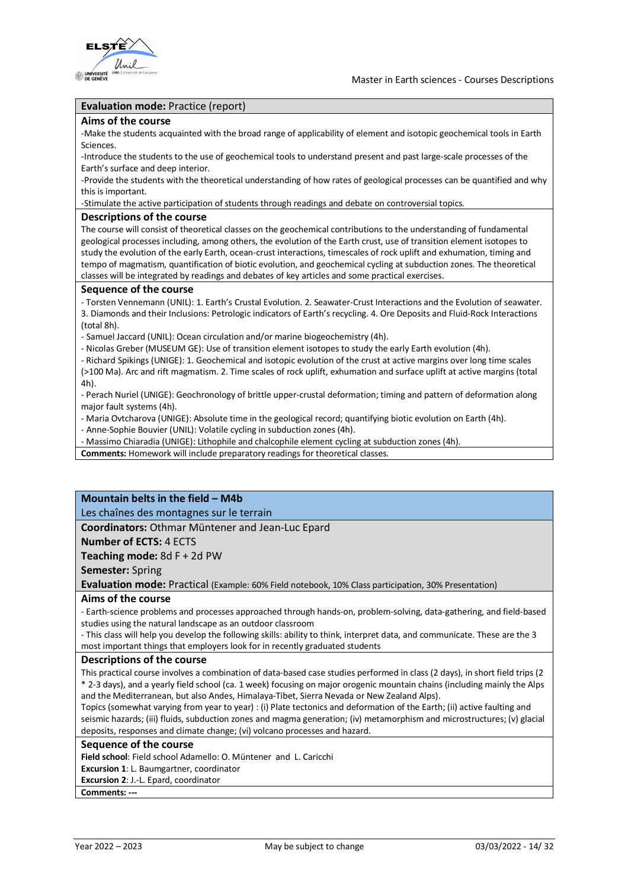**Evaluation mode:** Practice (report)

**Aims of the course**

-Make the students acquainted with the broad range of applicability of element and isotopic geochemical tools in Earth Sciences.

-Introduce the students to the use of geochemical tools to understand present and past large-scale processes of the Earth's surface and deep interior.

-Provide the students with the theoretical understanding of how rates of geological processes can be quantified and why this is important.

-Stimulate the active participation of students through readings and debate on controversial topics.

**Descriptions of the course**

The course will consist of theoretical classes on the geochemical contributions to the understanding of fundamental geological processes including, among others, the evolution of the Earth crust, use of transition element isotopes to study the evolution of the early Earth, ocean-crust interactions, timescales of rock uplift and exhumation, timing and tempo of magmatism, quantification of biotic evolution, and geochemical cycling at subduction zones. The theoretical classes will be integrated by readings and debates of key articles and some practical exercises.

**Sequence of the course**

- Torsten Vennemann (UNIL): 1. Earth's Crustal Evolution. 2. Seawater-Crust Interactions and the Evolution of seawater. 3. Diamonds and their Inclusions: Petrologic indicators of Earth's recycling. 4. Ore Deposits and Fluid-Rock Interactions (total 8h).
- Samuel Jaccard (UNIL): Ocean circulation and/or marine biogeochemistry (4h).
- Nicolas Greber (MUSEUM GE): Use of transition element isotopes to study the early Earth evolution (4h).
- Richard Spikings (UNIGE): 1. Geochemical and isotopic evolution of the crust at active margins over long time scales (>100 Ma). Arc and rift magmatism. 2. Time scales of rock uplift, exhumation and surface uplift at active margins (total 4h).
- Perach Nuriel (UNIGE): Geochronology of brittle upper-crustal deformation; timing and pattern of deformation along major fault systems (4h).
- Maria Ovtcharova (UNIGE): Absolute time in the geological record; quantifying biotic evolution on Earth (4h).
- Anne-Sophie Bouvier (UNIL): Volatile cycling in subduction zones (4h).
- Massimo Chiaradia (UNIGE): Lithophile and chalcophile element cycling at subduction zones (4h).

**Comments:** Homework will include preparatory readings for theoretical classes.

## Mountain belts in the field – M4b

Les chaînes des montagnes sur le terrain

**Coordinators:** Othmar Müntener and Jean-Luc Epard

**Number of ECTS:** 4 ECTS

**Teaching mode:** 8d F + 2d PW

**Semester:** Spring

**Evaluation mode:** Practical (Example: 60% Field notebook, 10% Class participation, 30% Presentation)

**Aims of the course**

- Earth-science problems and processes approached through hands-on, problem-solving, data-gathering, and field-based studies using the natural landscape as an outdoor classroom
- This class will help you develop the following skills: ability to think, interpret data, and communicate. These are the 3 most important things that employers look for in recently graduated students

**Descriptions of the course**

This practical course involves a combination of data-based case studies performed in class (2 days), in short field trips (2 * 2-3 days), and a yearly field school (ca. 1 week) focusing on major orogenic mountain chains (including mainly the Alps and the Mediterranean, but also Andes, Himalaya-Tibet, Sierra Nevada or New Zealand Alps).

Topics (somewhat varying from year to year) : (i) Plate tectonics and deformation of the Earth; (ii) active faulting and seismic hazards; (iii) fluids, subduction zones and magma generation; (iv) metamorphism and microstructures; (v) glacial deposits, responses and climate change; (vi) volcano processes and hazard.

**Sequence of the course**

**Field school**: Field school Adamello: O. Müntener and L. Caricchi
**Excursion 1**: L. Baumgartner, coordinator
**Excursion 2**: J.-L. Epard, coordinator

**Comments:** ---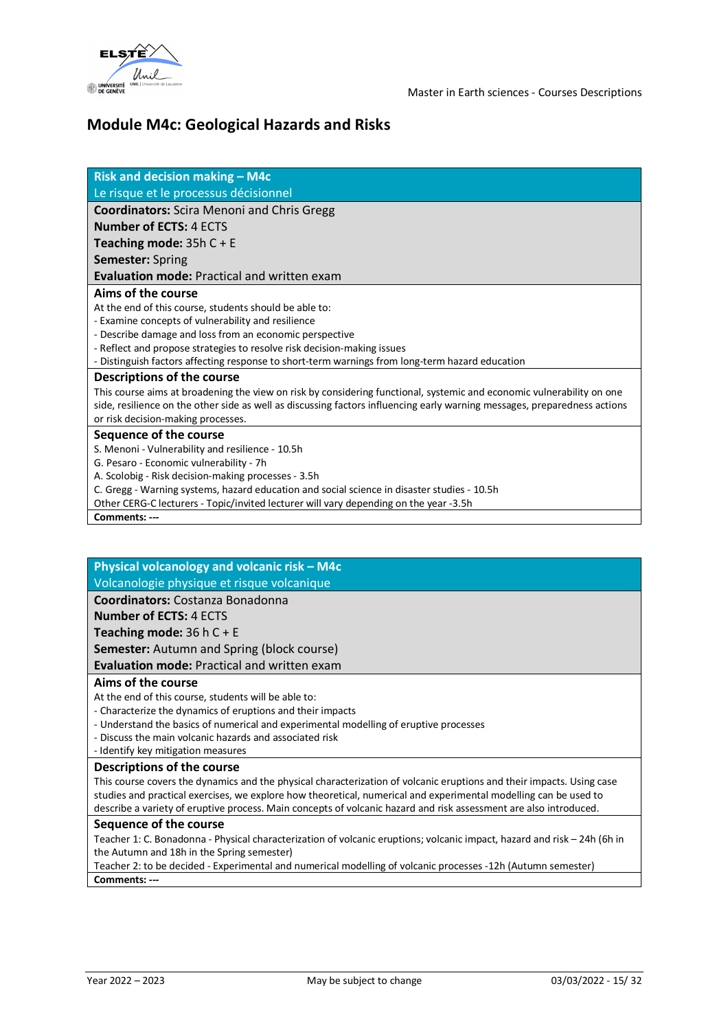## Module M4c: Geological Hazards and Risks

### Risk and decision making – M4c
Le risque et le processus décisionnel

**Coordinators:** Scira Menoni and Chris Gregg
**Number of ECTS:** 4 ECTS
**Teaching mode:** 35h C + E
**Semester:** Spring
**Evaluation mode:** Practical and written exam

**Aims of the course**

At the end of this course, students should be able to:
- Examine concepts of vulnerability and resilience
- Describe damage and loss from an economic perspective
- Reflect and propose strategies to resolve risk decision-making issues
- Distinguish factors affecting response to short-term warnings from long-term hazard education

**Descriptions of the course**

This course aims at broadening the view on risk by considering functional, systemic and economic vulnerability on one side, resilience on the other side as well as discussing factors influencing early warning messages, preparedness actions or risk decision-making processes.

**Sequence of the course**

S. Menoni - Vulnerability and resilience - 10.5h
G. Pesaro - Economic vulnerability - 7h
A. Scolobig - Risk decision-making processes - 3.5h
C. Gregg - Warning systems, hazard education and social science in disaster studies - 10.5h
Other CERG-C lecturers - Topic/invited lecturer will vary depending on the year -3.5h

**Comments:** ---

### Physical volcanology and volcanic risk – M4c
Volcanologie physique et risque volcanique

**Coordinators:** Costanza Bonadonna
**Number of ECTS:** 4 ECTS
**Teaching mode:** 36 h C + E
**Semester:** Autumn and Spring (block course)
**Evaluation mode:** Practical and written exam

**Aims of the course**

At the end of this course, students will be able to:
- Characterize the dynamics of eruptions and their impacts
- Understand the basics of numerical and experimental modelling of eruptive processes
- Discuss the main volcanic hazards and associated risk
- Identify key mitigation measures

**Descriptions of the course**

This course covers the dynamics and the physical characterization of volcanic eruptions and their impacts. Using case studies and practical exercises, we explore how theoretical, numerical and experimental modelling can be used to describe a variety of eruptive process. Main concepts of volcanic hazard and risk assessment are also introduced.

**Sequence of the course**

Teacher 1: C. Bonadonna - Physical characterization of volcanic eruptions; volcanic impact, hazard and risk – 24h (6h in the Autumn and 18h in the Spring semester)
Teacher 2: to be decided - Experimental and numerical modelling of volcanic processes -12h (Autumn semester)

**Comments:** ---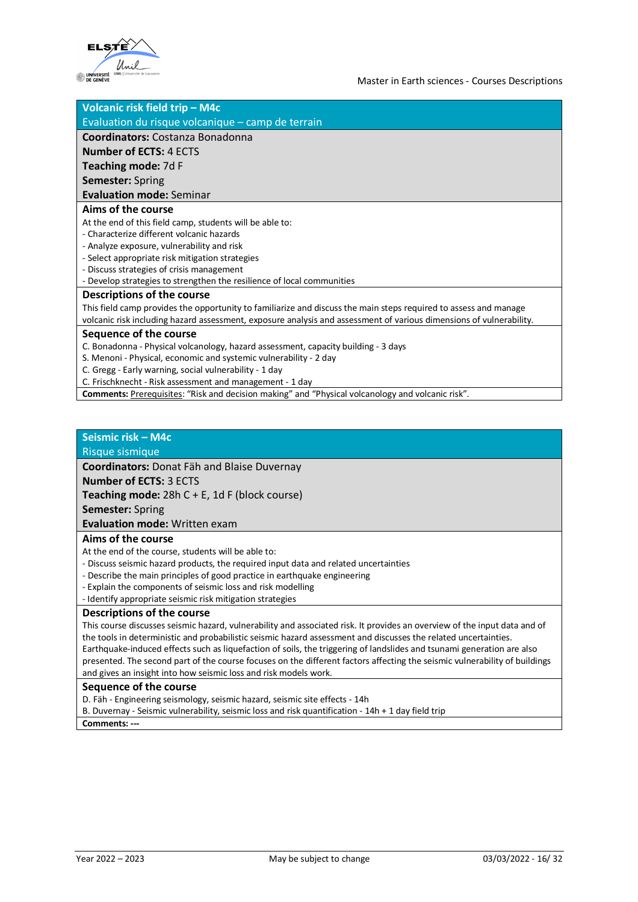## Volcanic risk field trip – M4c

Evaluation du risque volcanique – camp de terrain

**Coordinators:** Costanza Bonadonna

**Number of ECTS:** 4 ECTS

**Teaching mode:** 7d F

**Semester:** Spring

**Evaluation mode:** Seminar

### Aims of the course

At the end of this field camp, students will be able to:

- Characterize different volcanic hazards
- Analyze exposure, vulnerability and risk
- Select appropriate risk mitigation strategies
- Discuss strategies of crisis management
- Develop strategies to strengthen the resilience of local communities

### Descriptions of the course

This field camp provides the opportunity to familiarize and discuss the main steps required to assess and manage volcanic risk including hazard assessment, exposure analysis and assessment of various dimensions of vulnerability.

### Sequence of the course

C. Bonadonna - Physical volcanology, hazard assessment, capacity building - 3 days

S. Menoni - Physical, economic and systemic vulnerability - 2 day

C. Gregg - Early warning, social vulnerability - 1 day

C. Frischknecht - Risk assessment and management - 1 day

**Comments:** Prerequisites: "Risk and decision making" and "Physical volcanology and volcanic risk".

## Seismic risk – M4c

Risque sismique

**Coordinators:** Donat Fäh and Blaise Duvernay

**Number of ECTS:** 3 ECTS

**Teaching mode:** 28h C + E, 1d F (block course)

**Semester:** Spring

**Evaluation mode:** Written exam

### Aims of the course

At the end of the course, students will be able to:

- Discuss seismic hazard products, the required input data and related uncertainties
- Describe the main principles of good practice in earthquake engineering
- Explain the components of seismic loss and risk modelling
- Identify appropriate seismic risk mitigation strategies

### Descriptions of the course

This course discusses seismic hazard, vulnerability and associated risk. It provides an overview of the input data and of the tools in deterministic and probabilistic seismic hazard assessment and discusses the related uncertainties. Earthquake-induced effects such as liquefaction of soils, the triggering of landslides and tsunami generation are also presented. The second part of the course focuses on the different factors affecting the seismic vulnerability of buildings and gives an insight into how seismic loss and risk models work.

### Sequence of the course

D. Fäh - Engineering seismology, seismic hazard, seismic site effects - 14h

B. Duvernay - Seismic vulnerability, seismic loss and risk quantification - 14h + 1 day field trip

**Comments:** ---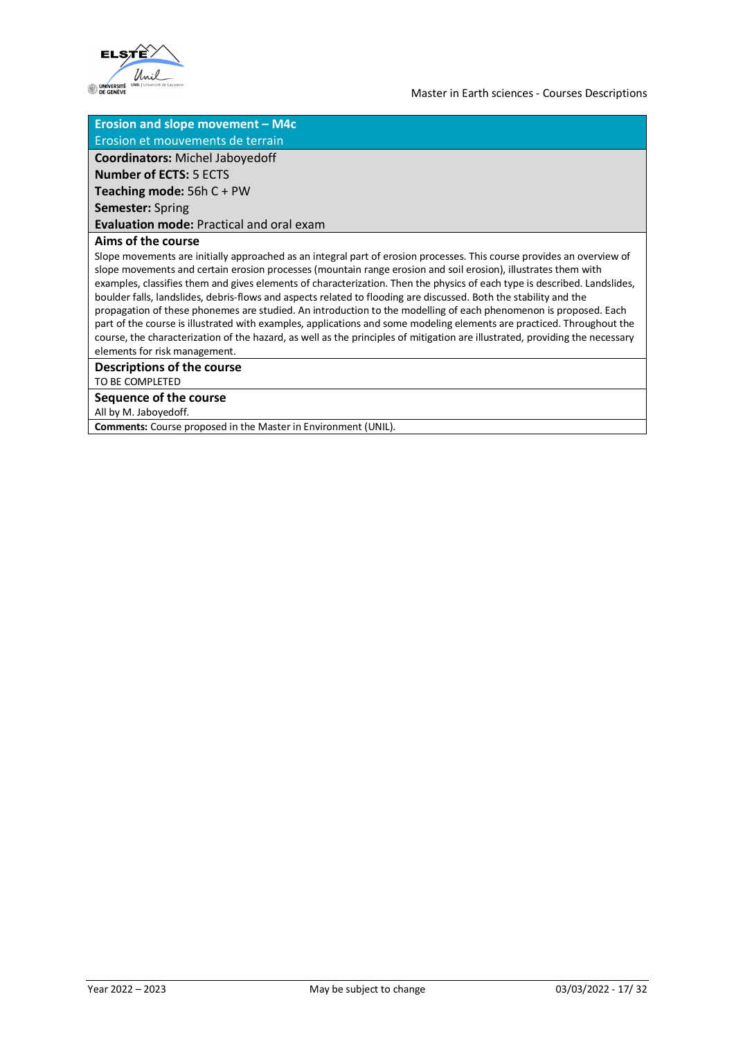## Erosion and slope movement – M4c

Erosion et mouvements de terrain

**Coordinators:** Michel Jaboyedoff

**Number of ECTS:** 5 ECTS

**Teaching mode:** 56h C + PW

**Semester:** Spring

**Evaluation mode:** Practical and oral exam

### Aims of the course

Slope movements are initially approached as an integral part of erosion processes. This course provides an overview of slope movements and certain erosion processes (mountain range erosion and soil erosion), illustrates them with examples, classifies them and gives elements of characterization. Then the physics of each type is described. Landslides, boulder falls, landslides, debris-flows and aspects related to flooding are discussed. Both the stability and the propagation of these phenomenes are studied. An introduction to the modelling of each phenomenon is proposed. Each part of the course is illustrated with examples, applications and some modeling elements are practiced. Throughout the course, the characterization of the hazard, as well as the principles of mitigation are illustrated, providing the necessary elements for risk management.

### Descriptions of the course

TO BE COMPLETED

### Sequence of the course

All by M. Jaboyedoff.

**Comments:** Course proposed in the Master in Environment (UNIL).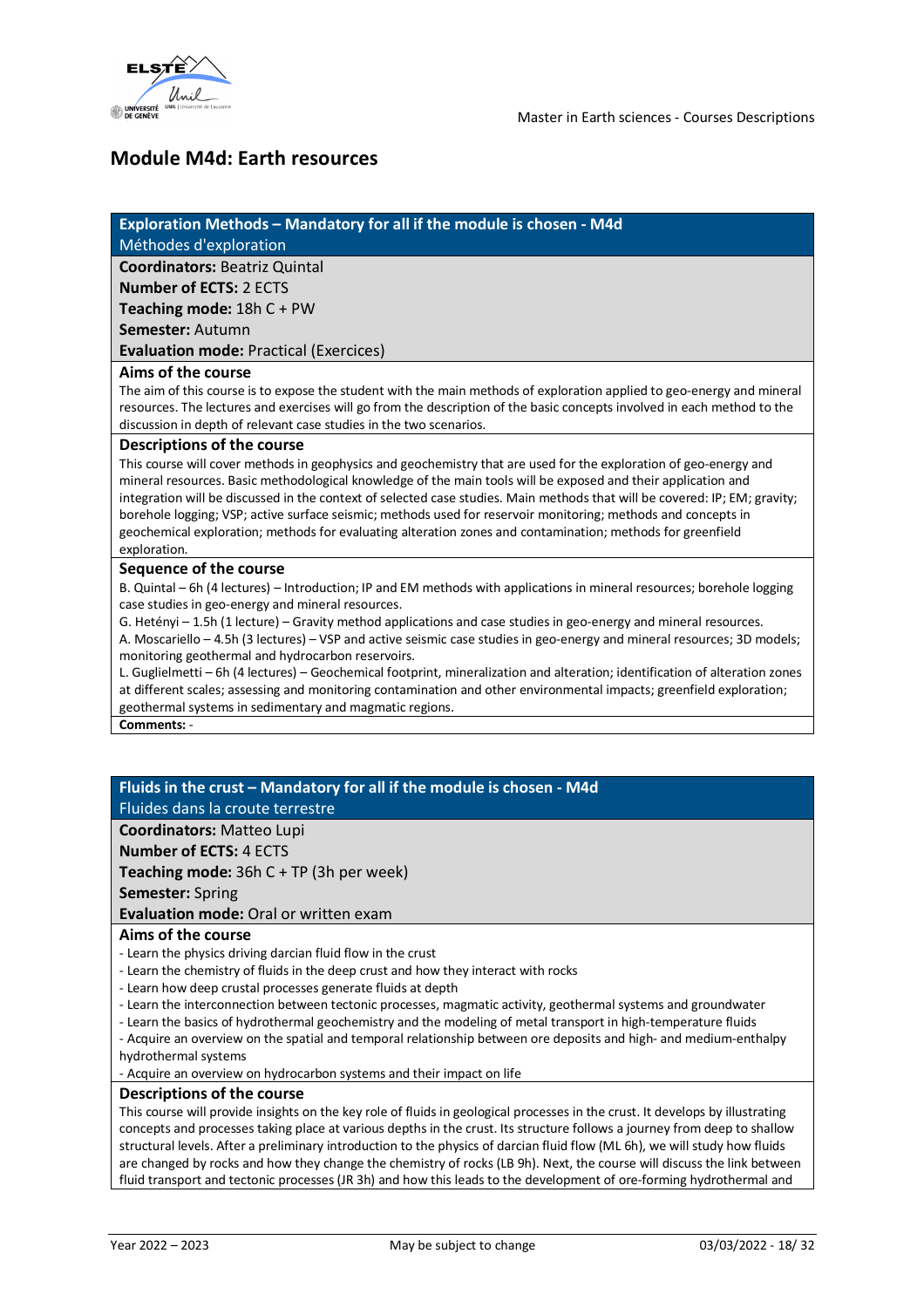## Module M4d: Earth resources

### Exploration Methods – Mandatory for all if the module is chosen - M4d

Méthodes d'exploration

**Coordinators:** Beatriz Quintal
**Number of ECTS:** 2 ECTS
**Teaching mode:** 18h C + PW
**Semester:** Autumn
**Evaluation mode:** Practical (Exercices)

**Aims of the course**

The aim of this course is to expose the student with the main methods of exploration applied to geo-energy and mineral resources. The lectures and exercises will go from the description of the basic concepts involved in each method to the discussion in depth of relevant case studies in the two scenarios.

**Descriptions of the course**

This course will cover methods in geophysics and geochemistry that are used for the exploration of geo-energy and mineral resources. Basic methodological knowledge of the main tools will be exposed and their application and integration will be discussed in the context of selected case studies. Main methods that will be covered: IP; EM; gravity; borehole logging; VSP; active surface seismic; methods used for reservoir monitoring; methods and concepts in geochemical exploration; methods for evaluating alteration zones and contamination; methods for greenfield exploration.

**Sequence of the course**

B. Quintal – 6h (4 lectures) – Introduction; IP and EM methods with applications in mineral resources; borehole logging case studies in geo-energy and mineral resources.
G. Hetényi – 1.5h (1 lecture) – Gravity method applications and case studies in geo-energy and mineral resources.
A. Moscariello – 4.5h (3 lectures) – VSP and active seismic case studies in geo-energy and mineral resources; 3D models; monitoring geothermal and hydrocarbon reservoirs.
L. Guglielmetti – 6h (4 lectures) – Geochemical footprint, mineralization and alteration; identification of alteration zones at different scales; assessing and monitoring contamination and other environmental impacts; greenfield exploration; geothermal systems in sedimentary and magmatic regions.

**Comments:** -

### Fluids in the crust – Mandatory for all if the module is chosen - M4d

Fluides dans la croute terrestre

**Coordinators:** Matteo Lupi
**Number of ECTS:** 4 ECTS
**Teaching mode:** 36h C + TP (3h per week)
**Semester:** Spring
**Evaluation mode:** Oral or written exam

**Aims of the course**

- Learn the physics driving darcian fluid flow in the crust
- Learn the chemistry of fluids in the deep crust and how they interact with rocks
- Learn how deep crustal processes generate fluids at depth
- Learn the interconnection between tectonic processes, magmatic activity, geothermal systems and groundwater
- Learn the basics of hydrothermal geochemistry and the modeling of metal transport in high-temperature fluids
- Acquire an overview on the spatial and temporal relationship between ore deposits and high- and medium-enthalpy hydrothermal systems
- Acquire an overview on hydrocarbon systems and their impact on life

**Descriptions of the course**

This course will provide insights on the key role of fluids in geological processes in the crust. It develops by illustrating concepts and processes taking place at various depths in the crust. Its structure follows a journey from deep to shallow structural levels. After a preliminary introduction to the physics of darcian fluid flow (ML 6h), we will study how fluids are changed by rocks and how they change the chemistry of rocks (LB 9h). Next, the course will discuss the link between fluid transport and tectonic processes (JR 3h) and how this leads to the development of ore-forming hydrothermal and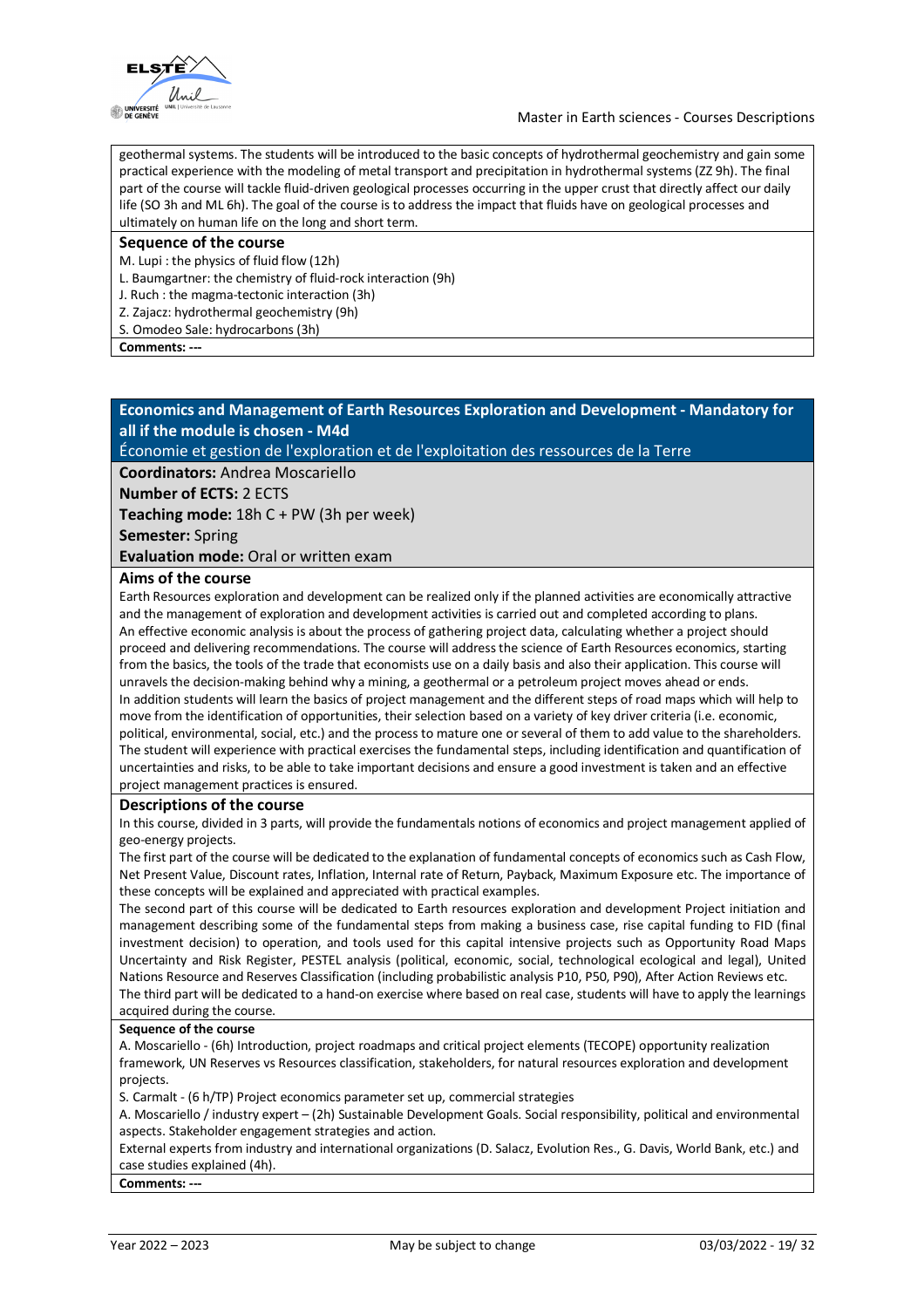geothermal systems. The students will be introduced to the basic concepts of hydrothermal geochemistry and gain some practical experience with the modeling of metal transport and precipitation in hydrothermal systems (ZZ 9h). The final part of the course will tackle fluid-driven geological processes occurring in the upper crust that directly affect our daily life (SO 3h and ML 6h). The goal of the course is to address the impact that fluids have on geological processes and ultimately on human life on the long and short term.

### Sequence of the course

M. Lupi : the physics of fluid flow (12h)
L. Baumgartner: the chemistry of fluid-rock interaction (9h)
J. Ruch : the magma-tectonic interaction (3h)
Z. Zajacz: hydrothermal geochemistry (9h)
S. Omodeo Sale: hydrocarbons (3h)

**Comments: ---**

## Economics and Management of Earth Resources Exploration and Development - Mandatory for all if the module is chosen - M4d

Économie et gestion de l'exploration et de l'exploitation des ressources de la Terre

**Coordinators:** Andrea Moscariello
**Number of ECTS:** 2 ECTS
**Teaching mode:** 18h C + PW (3h per week)
**Semester:** Spring
**Evaluation mode:** Oral or written exam

### Aims of the course

Earth Resources exploration and development can be realized only if the planned activities are economically attractive and the management of exploration and development activities is carried out and completed according to plans.
An effective economic analysis is about the process of gathering project data, calculating whether a project should proceed and delivering recommendations. The course will address the science of Earth Resources economics, starting from the basics, the tools of the trade that economists use on a daily basis and also their application. This course will unravels the decision-making behind why a mining, a geothermal or a petroleum project moves ahead or ends.
In addition students will learn the basics of project management and the different steps of road maps which will help to move from the identification of opportunities, their selection based on a variety of key driver criteria (i.e. economic, political, environmental, social, etc.) and the process to mature one or several of them to add value to the shareholders.
The student will experience with practical exercises the fundamental steps, including identification and quantification of uncertainties and risks, to be able to take important decisions and ensure a good investment is taken and an effective project management practices is ensured.

### Descriptions of the course

In this course, divided in 3 parts, will provide the fundamentals notions of economics and project management applied of geo-energy projects.
The first part of the course will be dedicated to the explanation of fundamental concepts of economics such as Cash Flow, Net Present Value, Discount rates, Inflation, Internal rate of Return, Payback, Maximum Exposure etc. The importance of these concepts will be explained and appreciated with practical examples.
The second part of this course will be dedicated to Earth resources exploration and development Project initiation and management describing some of the fundamental steps from making a business case, rise capital funding to FID (final investment decision) to operation, and tools used for this capital intensive projects such as Opportunity Road Maps Uncertainty and Risk Register, PESTEL analysis (political, economic, social, technological ecological and legal), United Nations Resource and Reserves Classification (including probabilistic analysis P10, P50, P90), After Action Reviews etc.
The third part will be dedicated to a hand-on exercise where based on real case, students will have to apply the learnings acquired during the course.

### Sequence of the course

A. Moscariello - (6h) Introduction, project roadmaps and critical project elements (TECOPE) opportunity realization framework, UN Reserves vs Resources classification, stakeholders, for natural resources exploration and development projects.
S. Carmalt - (6 h/TP) Project economics parameter set up, commercial strategies
A. Moscariello / industry expert – (2h) Sustainable Development Goals. Social responsibility, political and environmental aspects. Stakeholder engagement strategies and action.
External experts from industry and international organizations (D. Salacz, Evolution Res., G. Davis, World Bank, etc.) and case studies explained (4h).

**Comments: ---**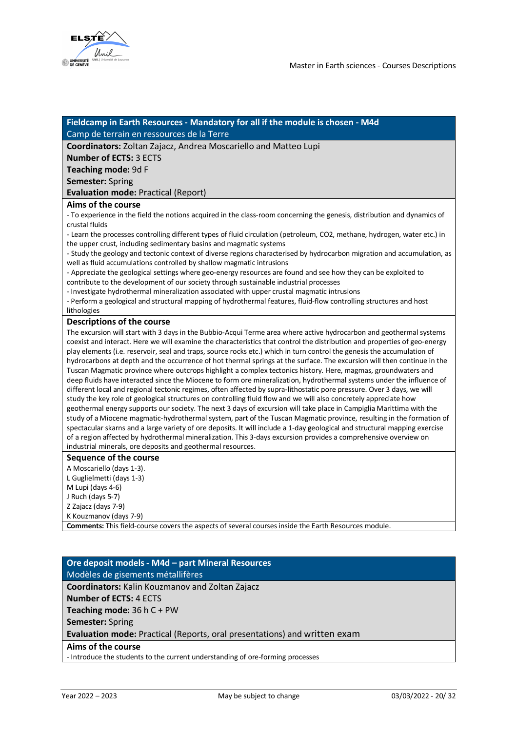## Fieldcamp in Earth Resources - Mandatory for all if the module is chosen - M4d

Camp de terrain en ressources de la Terre

**Coordinators:** Zoltan Zajacz, Andrea Moscariello and Matteo Lupi

**Number of ECTS:** 3 ECTS

**Teaching mode:** 9d F

**Semester:** Spring

**Evaluation mode:** Practical (Report)

### Aims of the course

- To experience in the field the notions acquired in the class-room concerning the genesis, distribution and dynamics of crustal fluids
- Learn the processes controlling different types of fluid circulation (petroleum, CO2, methane, hydrogen, water etc.) in the upper crust, including sedimentary basins and magmatic systems
- Study the geology and tectonic context of diverse regions characterised by hydrocarbon migration and accumulation, as well as fluid accumulations controlled by shallow magmatic intrusions
- Appreciate the geological settings where geo-energy resources are found and see how they can be exploited to contribute to the development of our society through sustainable industrial processes
- Investigate hydrothermal mineralization associated with upper crustal magmatic intrusions
- Perform a geological and structural mapping of hydrothermal features, fluid-flow controlling structures and host lithologies

### Descriptions of the course

The excursion will start with 3 days in the Bubbio-Acqui Terme area where active hydrocarbon and geothermal systems coexist and interact. Here we will examine the characteristics that control the distribution and properties of geo-energy play elements (i.e. reservoir, seal and traps, source rocks etc.) which in turn control the genesis the accumulation of hydrocarbons at depth and the occurrence of hot thermal springs at the surface. The excursion will then continue in the Tuscan Magmatic province where outcrops highlight a complex tectonics history. Here, magmas, groundwaters and deep fluids have interacted since the Miocene to form ore mineralization, hydrothermal systems under the influence of different local and regional tectonic regimes, often affected by supra-lithostatic pore pressure. Over 3 days, we will study the key role of geological structures on controlling fluid flow and we will also concretely appreciate how geothermal energy supports our society. The next 3 days of excursion will take place in Campiglia Marittima with the study of a Miocene magmatic-hydrothermal system, part of the Tuscan Magmatic province, resulting in the formation of spectacular skarns and a large variety of ore deposits. It will include a 1-day geological and structural mapping exercise of a region affected by hydrothermal mineralization. This 3-days excursion provides a comprehensive overview on industrial minerals, ore deposits and geothermal resources.

### Sequence of the course

A Moscariello (days 1-3).
L Guglielmetti (days 1-3)
M Lupi (days 4-6)
J Ruch (days 5-7)
Z Zajacz (days 7-9)
K Kouzmanov (days 7-9)

**Comments:** This field-course covers the aspects of several courses inside the Earth Resources module.

## Ore deposit models - M4d – part Mineral Resources

Modèles de gisements métallifères

**Coordinators:** Kalin Kouzmanov and Zoltan Zajacz

**Number of ECTS:** 4 ECTS

**Teaching mode:** 36 h C + PW

**Semester:** Spring

**Evaluation mode:** Practical (Reports, oral presentations) and written exam

### Aims of the course

- Introduce the students to the current understanding of ore-forming processes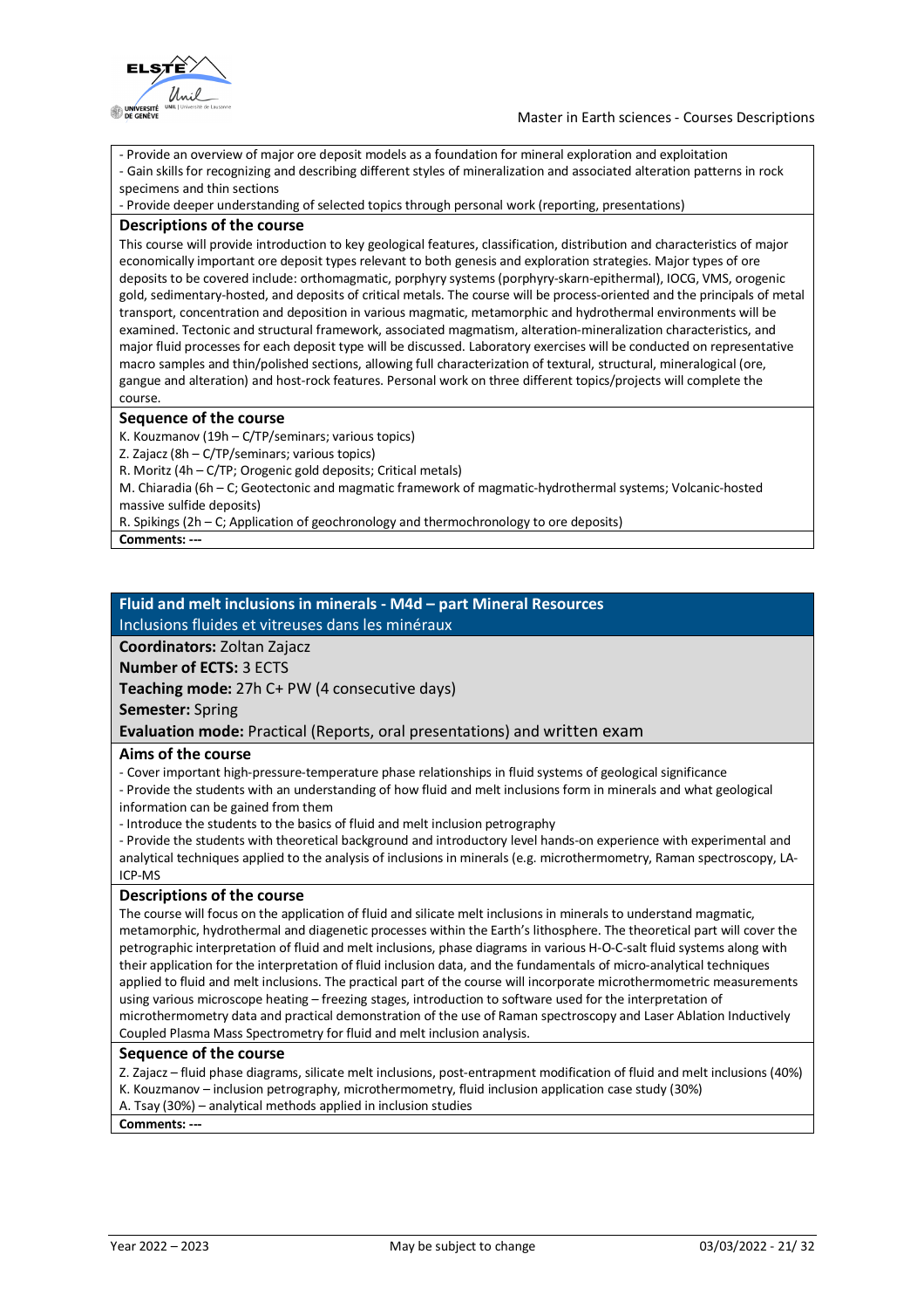- Provide an overview of major ore deposit models as a foundation for mineral exploration and exploitation
- Gain skills for recognizing and describing different styles of mineralization and associated alteration patterns in rock specimens and thin sections
- Provide deeper understanding of selected topics through personal work (reporting, presentations)

### Descriptions of the course

This course will provide introduction to key geological features, classification, distribution and characteristics of major economically important ore deposit types relevant to both genesis and exploration strategies. Major types of ore deposits to be covered include: orthomagmatic, porphyry systems (porphyry-skarn-epithermal), IOCG, VMS, orogenic gold, sedimentary-hosted, and deposits of critical metals. The course will be process-oriented and the principals of metal transport, concentration and deposition in various magmatic, metamorphic and hydrothermal environments will be examined. Tectonic and structural framework, associated magmatism, alteration-mineralization characteristics, and major fluid processes for each deposit type will be discussed. Laboratory exercises will be conducted on representative macro samples and thin/polished sections, allowing full characterization of textural, structural, mineralogical (ore, gangue and alteration) and host-rock features. Personal work on three different topics/projects will complete the course.

### Sequence of the course

K. Kouzmanov (19h – C/TP/seminars; various topics)
Z. Zajacz (8h – C/TP/seminars; various topics)
R. Moritz (4h – C/TP; Orogenic gold deposits; Critical metals)
M. Chiaradia (6h – C; Geotectonic and magmatic framework of magmatic-hydrothermal systems; Volcanic-hosted massive sulfide deposits)
R. Spikings (2h – C; Application of geochronology and thermochronology to ore deposits)

**Comments: ---**

## Fluid and melt inclusions in minerals - M4d – part Mineral Resources

Inclusions fluides et vitreuses dans les minéraux

**Coordinators:** Zoltan Zajacz

**Number of ECTS:** 3 ECTS

**Teaching mode:** 27h C+ PW (4 consecutive days)

**Semester:** Spring

**Evaluation mode:** Practical (Reports, oral presentations) and written exam

### Aims of the course

- Cover important high-pressure-temperature phase relationships in fluid systems of geological significance
- Provide the students with an understanding of how fluid and melt inclusions form in minerals and what geological information can be gained from them
- Introduce the students to the basics of fluid and melt inclusion petrography
- Provide the students with theoretical background and introductory level hands-on experience with experimental and analytical techniques applied to the analysis of inclusions in minerals (e.g. microthermometry, Raman spectroscopy, LA-ICP-MS

### Descriptions of the course

The course will focus on the application of fluid and silicate melt inclusions in minerals to understand magmatic, metamorphic, hydrothermal and diagenetic processes within the Earth's lithosphere. The theoretical part will cover the petrographic interpretation of fluid and melt inclusions, phase diagrams in various H-O-C-salt fluid systems along with their application for the interpretation of fluid inclusion data, and the fundamentals of micro-analytical techniques applied to fluid and melt inclusions. The practical part of the course will incorporate microthermometric measurements using various microscope heating – freezing stages, introduction to software used for the interpretation of microthermometry data and practical demonstration of the use of Raman spectroscopy and Laser Ablation Inductively Coupled Plasma Mass Spectrometry for fluid and melt inclusion analysis.

### Sequence of the course

Z. Zajacz – fluid phase diagrams, silicate melt inclusions, post-entrapment modification of fluid and melt inclusions (40%)
K. Kouzmanov – inclusion petrography, microthermometry, fluid inclusion application case study (30%)
A. Tsay (30%) – analytical methods applied in inclusion studies

**Comments: ---**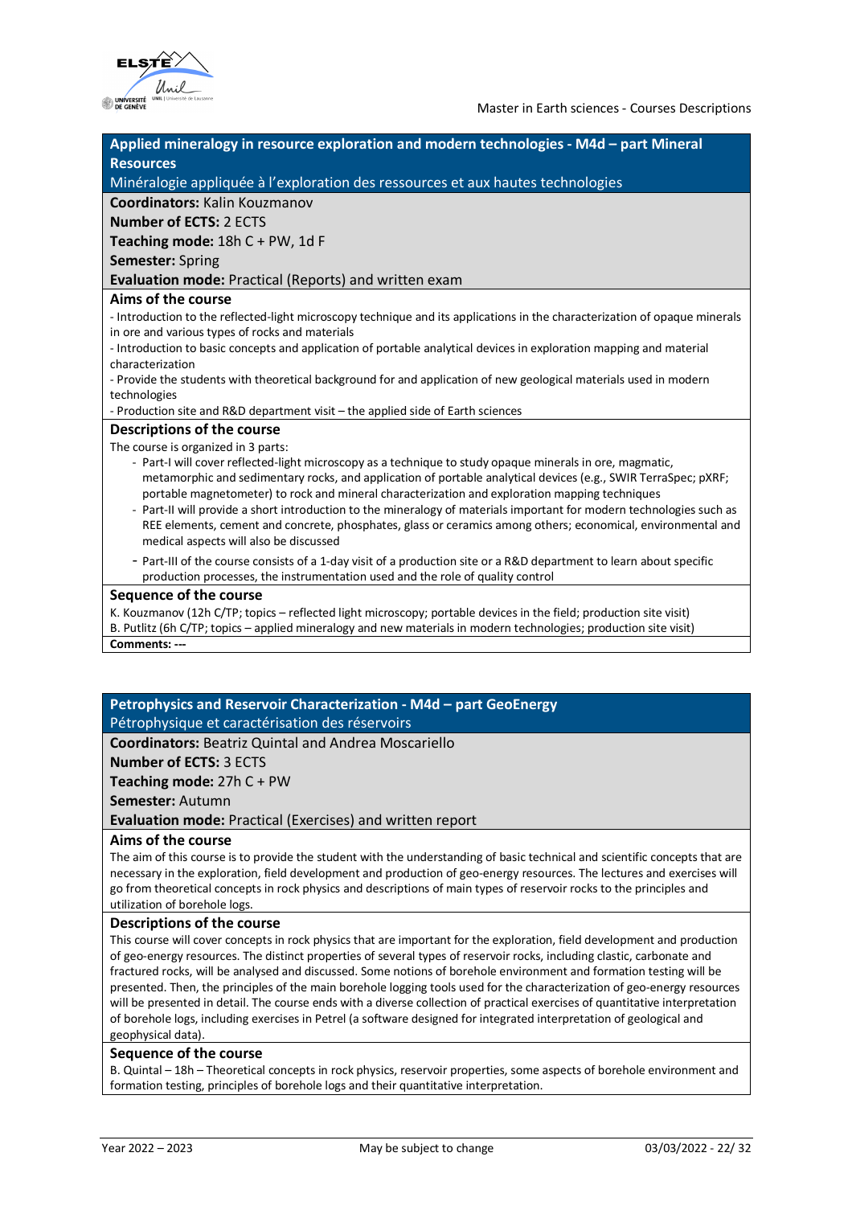## Applied mineralogy in resource exploration and modern technologies - M4d – part Mineral Resources

Minéralogie appliquée à l'exploration des ressources et aux hautes technologies

**Coordinators:** Kalin Kouzmanov

**Number of ECTS:** 2 ECTS

**Teaching mode:** 18h C + PW, 1d F

**Semester:** Spring

**Evaluation mode:** Practical (Reports) and written exam

### Aims of the course

- Introduction to the reflected-light microscopy technique and its applications in the characterization of opaque minerals in ore and various types of rocks and materials
- Introduction to basic concepts and application of portable analytical devices in exploration mapping and material characterization
- Provide the students with theoretical background for and application of new geological materials used in modern technologies
- Production site and R&D department visit – the applied side of Earth sciences

### Descriptions of the course

The course is organized in 3 parts:

- Part-I will cover reflected-light microscopy as a technique to study opaque minerals in ore, magmatic, metamorphic and sedimentary rocks, and application of portable analytical devices (e.g., SWIR TerraSpec; pXRF; portable magnetometer) to rock and mineral characterization and exploration mapping techniques
- Part-II will provide a short introduction to the mineralogy of materials important for modern technologies such as REE elements, cement and concrete, phosphates, glass or ceramics among others; economical, environmental and medical aspects will also be discussed
- Part-III of the course consists of a 1-day visit of a production site or a R&D department to learn about specific production processes, the instrumentation used and the role of quality control

### Sequence of the course

K. Kouzmanov (12h C/TP; topics – reflected light microscopy; portable devices in the field; production site visit)
B. Putlitz (6h C/TP; topics – applied mineralogy and new materials in modern technologies; production site visit)

**Comments: ---**

## Petrophysics and Reservoir Characterization - M4d – part GeoEnergy

Pétrophysique et caractérisation des réservoirs

**Coordinators:** Beatriz Quintal and Andrea Moscariello

**Number of ECTS:** 3 ECTS

**Teaching mode:** 27h C + PW

**Semester:** Autumn

**Evaluation mode:** Practical (Exercises) and written report

### Aims of the course

The aim of this course is to provide the student with the understanding of basic technical and scientific concepts that are necessary in the exploration, field development and production of geo-energy resources. The lectures and exercises will go from theoretical concepts in rock physics and descriptions of main types of reservoir rocks to the principles and utilization of borehole logs.

### Descriptions of the course

This course will cover concepts in rock physics that are important for the exploration, field development and production of geo-energy resources. The distinct properties of several types of reservoir rocks, including clastic, carbonate and fractured rocks, will be analysed and discussed. Some notions of borehole environment and formation testing will be presented. Then, the principles of the main borehole logging tools used for the characterization of geo-energy resources will be presented in detail. The course ends with a diverse collection of practical exercises of quantitative interpretation of borehole logs, including exercises in Petrel (a software designed for integrated interpretation of geological and geophysical data).

### Sequence of the course

B. Quintal – 18h – Theoretical concepts in rock physics, reservoir properties, some aspects of borehole environment and formation testing, principles of borehole logs and their quantitative interpretation.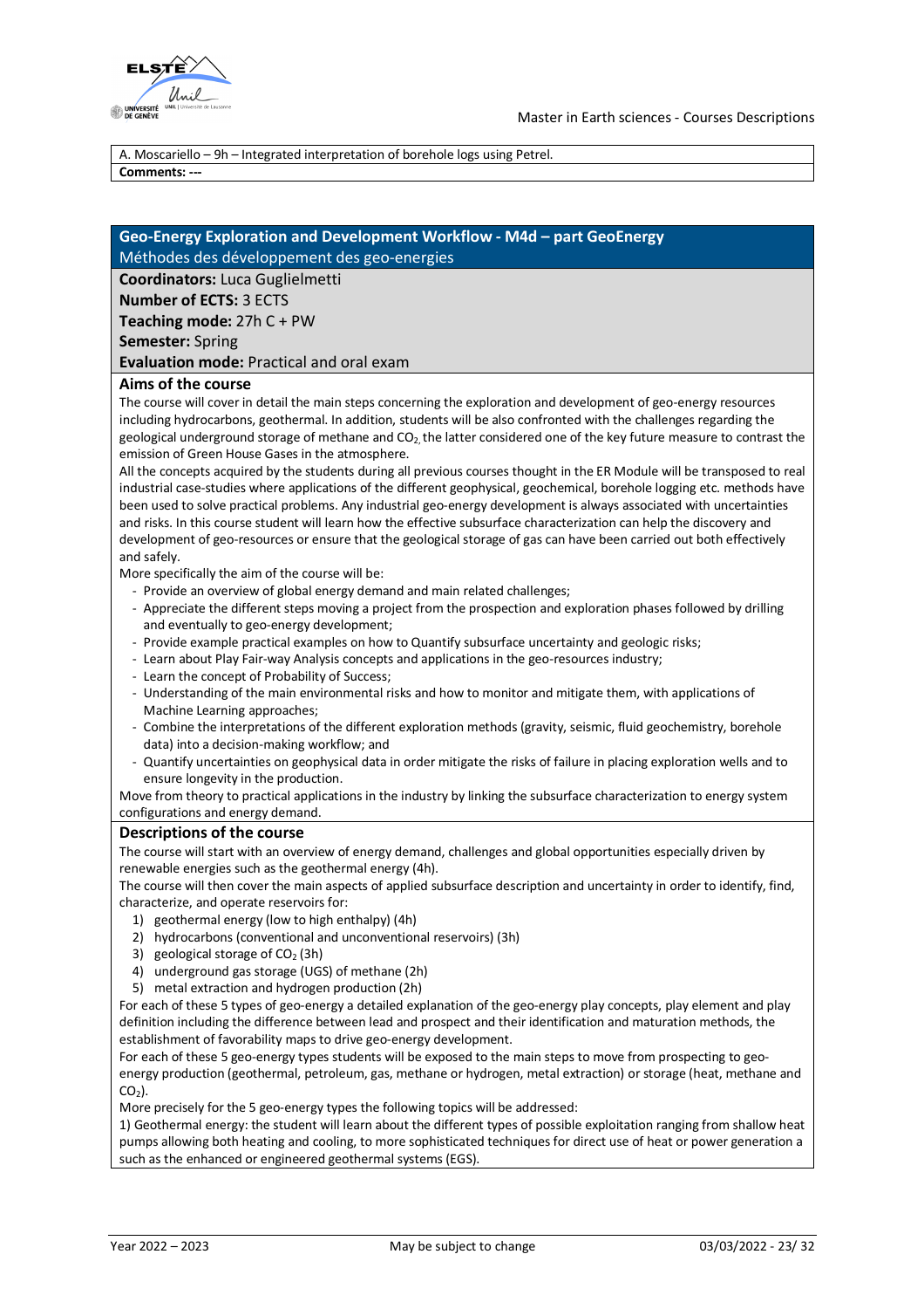A. Moscariello – 9h – Integrated interpretation of borehole logs using Petrel.

**Comments: ---**

## Geo-Energy Exploration and Development Workflow - M4d – part GeoEnergy

Méthodes des développement des geo-energies

**Coordinators:** Luca Guglielmetti

**Number of ECTS:** 3 ECTS

**Teaching mode:** 27h C + PW

**Semester:** Spring

**Evaluation mode:** Practical and oral exam

### Aims of the course

The course will cover in detail the main steps concerning the exploration and development of geo-energy resources including hydrocarbons, geothermal. In addition, students will be also confronted with the challenges regarding the geological underground storage of methane and $CO_2$, the latter considered one of the key future measure to contrast the emission of Green House Gases in the atmosphere.

All the concepts acquired by the students during all previous courses thought in the ER Module will be transposed to real industrial case-studies where applications of the different geophysical, geochemical, borehole logging etc. methods have been used to solve practical problems. Any industrial geo-energy development is always associated with uncertainties and risks. In this course student will learn how the effective subsurface characterization can help the discovery and development of geo-resources or ensure that the geological storage of gas can have been carried out both effectively and safely.

More specifically the aim of the course will be:

- Provide an overview of global energy demand and main related challenges;
- Appreciate the different steps moving a project from the prospection and exploration phases followed by drilling and eventually to geo-energy development;
- Provide example practical examples on how to Quantify subsurface uncertainty and geologic risks;
- Learn about Play Fair-way Analysis concepts and applications in the geo-resources industry;
- Learn the concept of Probability of Success;
- Understanding of the main environmental risks and how to monitor and mitigate them, with applications of Machine Learning approaches;
- Combine the interpretations of the different exploration methods (gravity, seismic, fluid geochemistry, borehole data) into a decision-making workflow; and
- Quantify uncertainties on geophysical data in order mitigate the risks of failure in placing exploration wells and to ensure longevity in the production.

Move from theory to practical applications in the industry by linking the subsurface characterization to energy system configurations and energy demand.

### Descriptions of the course

The course will start with an overview of energy demand, challenges and global opportunities especially driven by renewable energies such as the geothermal energy (4h).

The course will then cover the main aspects of applied subsurface description and uncertainty in order to identify, find, characterize, and operate reservoirs for:

1) geothermal energy (low to high enthalpy) (4h)
2) hydrocarbons (conventional and unconventional reservoirs) (3h)
3) geological storage of $CO_2$ (3h)
4) underground gas storage (UGS) of methane (2h)
5) metal extraction and hydrogen production (2h)

For each of these 5 types of geo-energy a detailed explanation of the geo-energy play concepts, play element and play definition including the difference between lead and prospect and their identification and maturation methods, the establishment of favorability maps to drive geo-energy development.

For each of these 5 geo-energy types students will be exposed to the main steps to move from prospecting to geo-energy production (geothermal, petroleum, gas, methane or hydrogen, metal extraction) or storage (heat, methane and $CO_2$).

More precisely for the 5 geo-energy types the following topics will be addressed:

1) Geothermal energy: the student will learn about the different types of possible exploitation ranging from shallow heat pumps allowing both heating and cooling, to more sophisticated techniques for direct use of heat or power generation a such as the enhanced or engineered geothermal systems (EGS).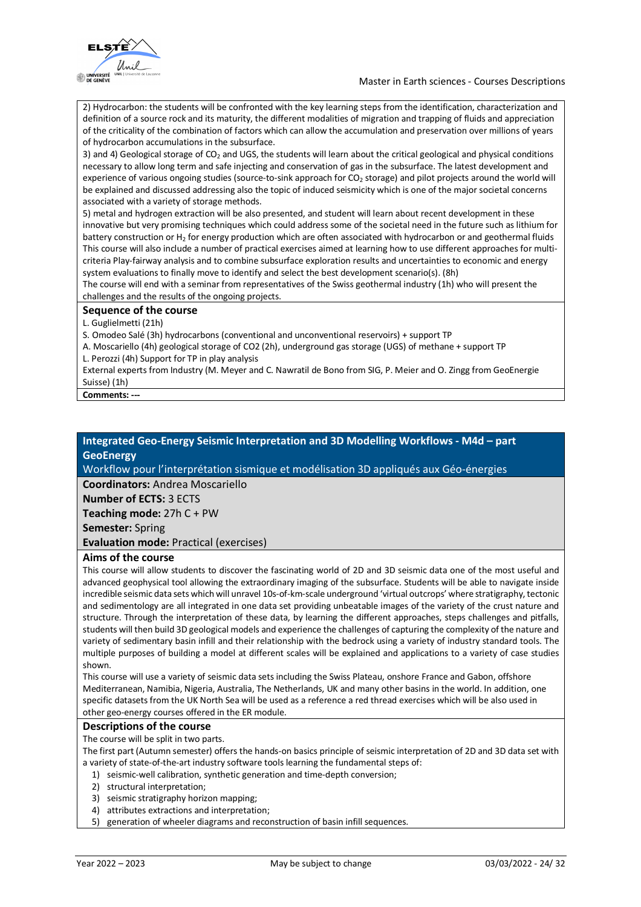2) Hydrocarbon: the students will be confronted with the key learning steps from the identification, characterization and definition of a source rock and its maturity, the different modalities of migration and trapping of fluids and appreciation of the criticality of the combination of factors which can allow the accumulation and preservation over millions of years of hydrocarbon accumulations in the subsurface.

3) and 4) Geological storage of $CO_2$ and UGS, the students will learn about the critical geological and physical conditions necessary to allow long term and safe injecting and conservation of gas in the subsurface. The latest development and experience of various ongoing studies (source-to-sink approach for $CO_2$ storage) and pilot projects around the world will be explained and discussed addressing also the topic of induced seismicity which is one of the major societal concerns associated with a variety of storage methods.

5) metal and hydrogen extraction will be also presented, and student will learn about recent development in these innovative but very promising techniques which could address some of the societal need in the future such as lithium for battery construction or $H_2$ for energy production which are often associated with hydrocarbon or and geothermal fluids

This course will also include a number of practical exercises aimed at learning how to use different approaches for multi-criteria Play-fairway analysis and to combine subsurface exploration results and uncertainties to economic and energy system evaluations to finally move to identify and select the best development scenario(s). (8h)

The course will end with a seminar from representatives of the Swiss geothermal industry (1h) who will present the challenges and the results of the ongoing projects.

### Sequence of the course

L. Guglielmetti (21h)

S. Omodeo Salé (3h) hydrocarbons (conventional and unconventional reservoirs) + support TP

A. Moscariello (4h) geological storage of CO2 (2h), underground gas storage (UGS) of methane + support TP

L. Perozzi (4h) Support for TP in play analysis

External experts from Industry (M. Meyer and C. Nawratil de Bono from SIG, P. Meier and O. Zingg from GeoEnergie Suisse) (1h)

**Comments: ---**

## Integrated Geo-Energy Seismic Interpretation and 3D Modelling Workflows - M4d – part GeoEnergy

Workflow pour l'interprétation sismique et modélisation 3D appliqués aux Géo-énergies

**Coordinators:** Andrea Moscariello

**Number of ECTS:** 3 ECTS

**Teaching mode:** 27h C + PW

**Semester:** Spring

**Evaluation mode:** Practical (exercises)

### Aims of the course

This course will allow students to discover the fascinating world of 2D and 3D seismic data one of the most useful and advanced geophysical tool allowing the extraordinary imaging of the subsurface. Students will be able to navigate inside incredible seismic data sets which will unravel 10s-of-km-scale underground 'virtual outcrops' where stratigraphy, tectonic and sedimentology are all integrated in one data set providing unbeatable images of the variety of the crust nature and structure. Through the interpretation of these data, by learning the different approaches, steps challenges and pitfalls, students will then build 3D geological models and experience the challenges of capturing the complexity of the nature and variety of sedimentary basin infill and their relationship with the bedrock using a variety of industry standard tools. The multiple purposes of building a model at different scales will be explained and applications to a variety of case studies shown.

This course will use a variety of seismic data sets including the Swiss Plateau, onshore France and Gabon, offshore Mediterranean, Namibia, Nigeria, Australia, The Netherlands, UK and many other basins in the world. In addition, one specific datasets from the UK North Sea will be used as a reference a red thread exercises which will be also used in other geo-energy courses offered in the ER module.

### Descriptions of the course

The course will be split in two parts.

The first part (Autumn semester) offers the hands-on basics principle of seismic interpretation of 2D and 3D data set with a variety of state-of-the-art industry software tools learning the fundamental steps of:

1) seismic-well calibration, synthetic generation and time-depth conversion;
2) structural interpretation;
3) seismic stratigraphy horizon mapping;
4) attributes extractions and interpretation;
5) generation of wheeler diagrams and reconstruction of basin infill sequences.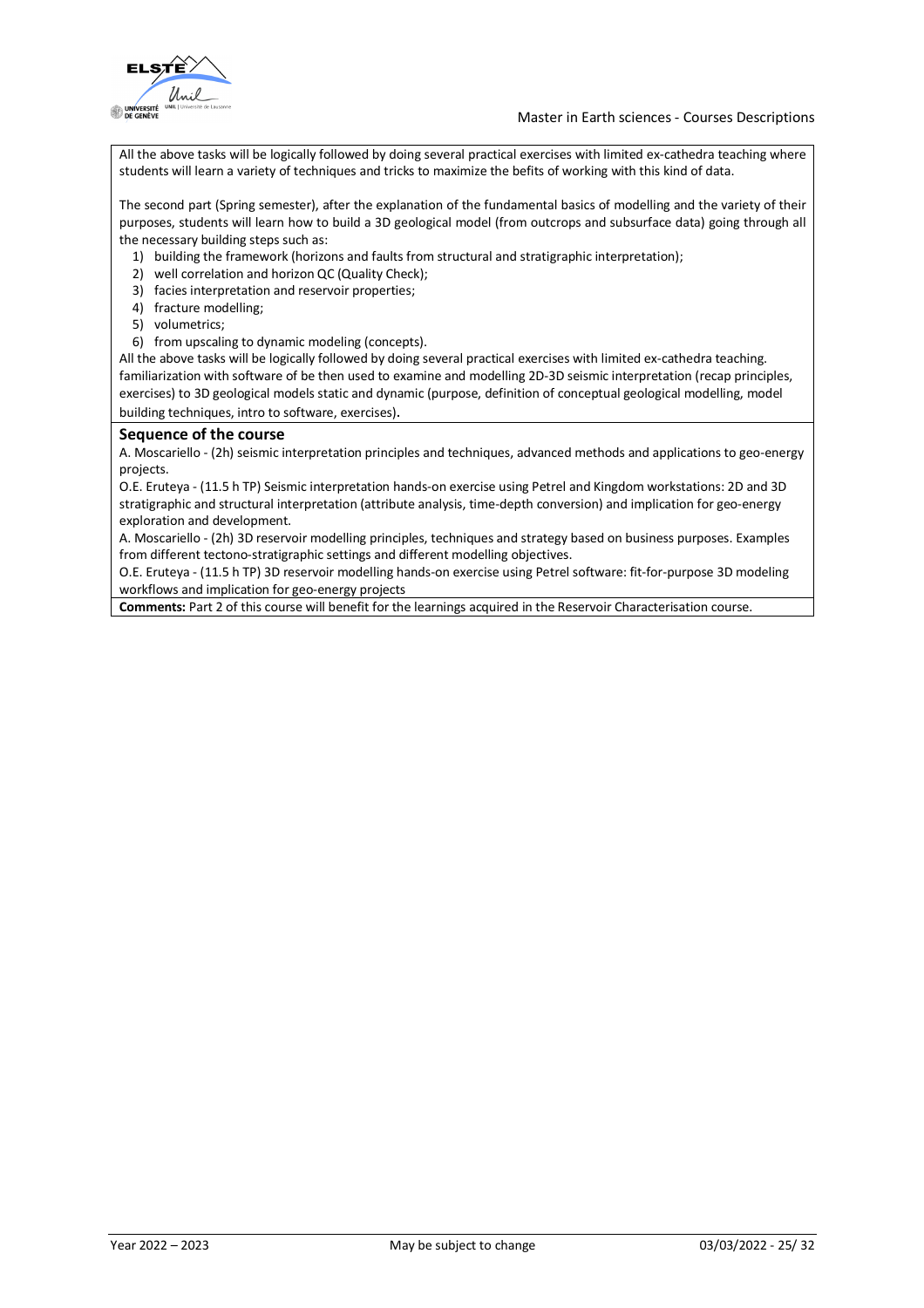All the above tasks will be logically followed by doing several practical exercises with limited ex-cathedra teaching where students will learn a variety of techniques and tricks to maximize the befits of working with this kind of data.

The second part (Spring semester), after the explanation of the fundamental basics of modelling and the variety of their purposes, students will learn how to build a 3D geological model (from outcrops and subsurface data) going through all the necessary building steps such as:

1) building the framework (horizons and faults from structural and stratigraphic interpretation);
2) well correlation and horizon QC (Quality Check);
3) facies interpretation and reservoir properties;
4) fracture modelling;
5) volumetrics;
6) from upscaling to dynamic modeling (concepts).

All the above tasks will be logically followed by doing several practical exercises with limited ex-cathedra teaching. familiarization with software of be then used to examine and modelling 2D-3D seismic interpretation (recap principles, exercises) to 3D geological models static and dynamic (purpose, definition of conceptual geological modelling, model building techniques, intro to software, exercises).

### Sequence of the course

A. Moscariello - (2h) seismic interpretation principles and techniques, advanced methods and applications to geo-energy projects.

O.E. Eruteya - (11.5 h TP) Seismic interpretation hands-on exercise using Petrel and Kingdom workstations: 2D and 3D stratigraphic and structural interpretation (attribute analysis, time-depth conversion) and implication for geo-energy exploration and development.

A. Moscariello - (2h) 3D reservoir modelling principles, techniques and strategy based on business purposes. Examples from different tectono-stratigraphic settings and different modelling objectives.

O.E. Eruteya - (11.5 h TP) 3D reservoir modelling hands-on exercise using Petrel software: fit-for-purpose 3D modeling workflows and implication for geo-energy projects

**Comments:** Part 2 of this course will benefit for the learnings acquired in the Reservoir Characterisation course.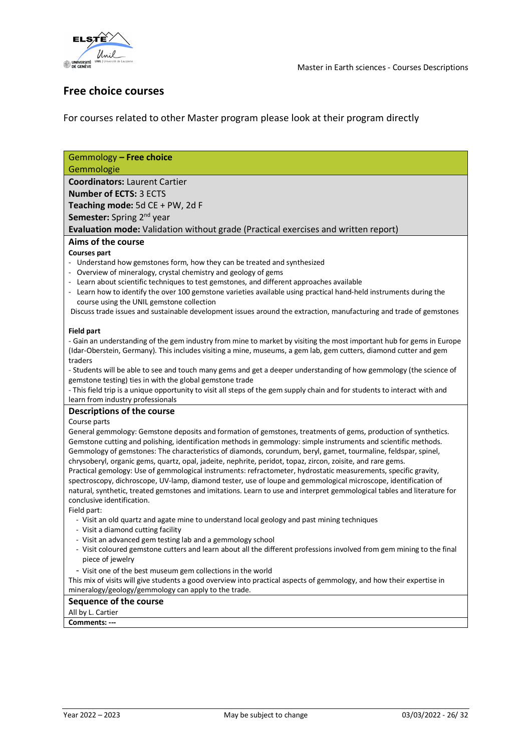## Free choice courses

For courses related to other Master program please look at their program directly

### Gemmology – Free choice
Gemmologie

**Coordinators:** Laurent Cartier
**Number of ECTS:** 3 ECTS
**Teaching mode:** 5d CE + PW, 2d F
**Semester:** Spring 2nd year
**Evaluation mode:** Validation without grade (Practical exercises and written report)

#### Aims of the course

**Courses part**

- Understand how gemstones form, how they can be treated and synthesized
- Overview of mineralogy, crystal chemistry and geology of gems
- Learn about scientific techniques to test gemstones, and different approaches available
- Learn how to identify the over 100 gemstone varieties available using practical hand-held instruments during the course using the UNIL gemstone collection

Discuss trade issues and sustainable development issues around the extraction, manufacturing and trade of gemstones

**Field part**

- Gain an understanding of the gem industry from mine to market by visiting the most important hub for gems in Europe (Idar-Oberstein, Germany). This includes visiting a mine, museums, a gem lab, gem cutters, diamond cutter and gem traders
- Students will be able to see and touch many gems and get a deeper understanding of how gemmology (the science of gemstone testing) ties in with the global gemstone trade
- This field trip is a unique opportunity to visit all steps of the gem supply chain and for students to interact with and learn from industry professionals

#### Descriptions of the course

Course parts

General gemmology: Gemstone deposits and formation of gemstones, treatments of gems, production of synthetics. Gemstone cutting and polishing, identification methods in gemmology: simple instruments and scientific methods. Gemmology of gemstones: The characteristics of diamonds, corundum, beryl, garnet, tourmaline, feldspar, spinel, chrysoberyl, organic gems, quartz, opal, jadeite, nephrite, peridot, topaz, zircon, zoisite, and rare gems.
Practical gemology: Use of gemmological instruments: refractometer, hydrostatic measurements, specific gravity, spectroscopy, dichroscope, UV-lamp, diamond tester, use of loupe and gemmological microscope, identification of natural, synthetic, treated gemstones and imitations. Learn to use and interpret gemmological tables and literature for conclusive identification.

Field part:

- Visit an old quartz and agate mine to understand local geology and past mining techniques
- Visit a diamond cutting facility
- Visit an advanced gem testing lab and a gemmology school
- Visit coloured gemstone cutters and learn about all the different professions involved from gem mining to the final piece of jewelry
- Visit one of the best museum gem collections in the world

This mix of visits will give students a good overview into practical aspects of gemmology, and how their expertise in mineralogy/geology/gemmology can apply to the trade.

#### Sequence of the course

All by L. Cartier

**Comments:** ---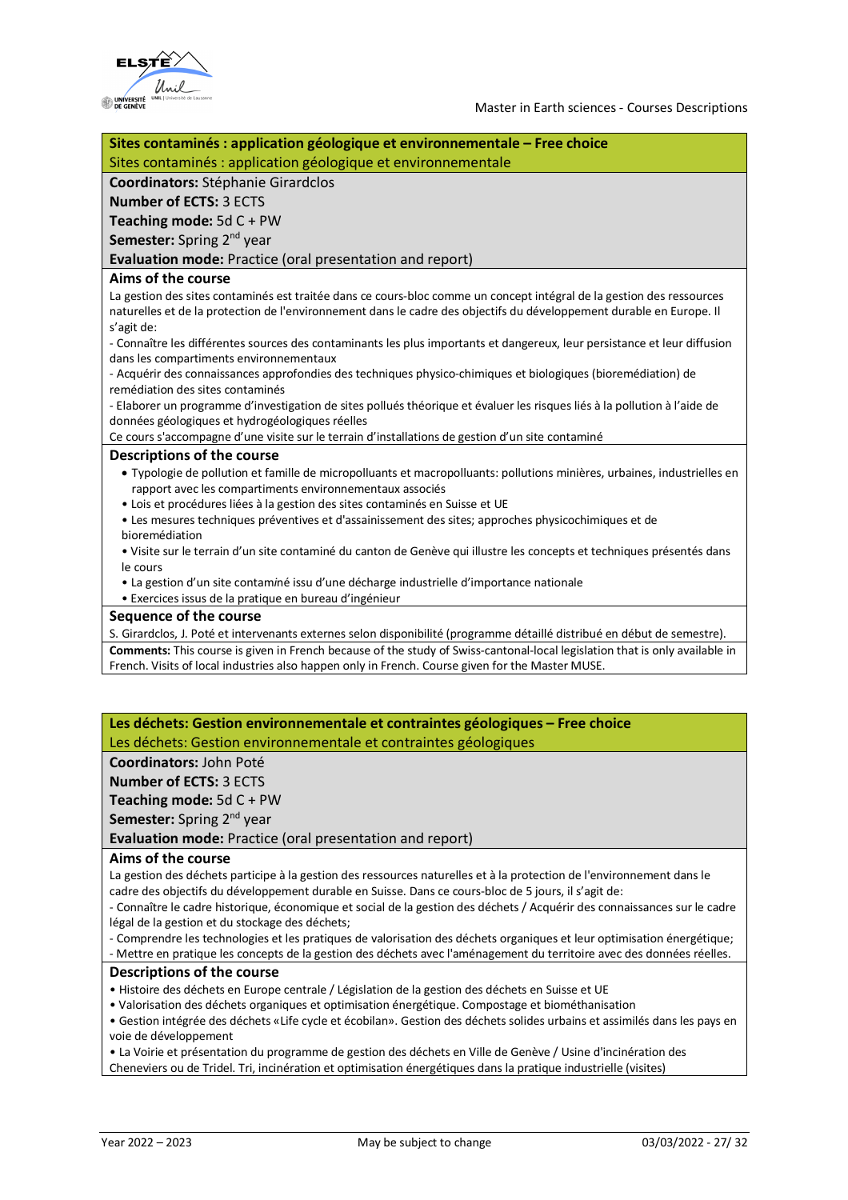## Sites contaminés : application géologique et environnementale – Free choice

Sites contaminés : application géologique et environnementale

**Coordinators:** Stéphanie Girardclos

**Number of ECTS:** 3 ECTS

**Teaching mode:** 5d C + PW

**Semester:** Spring 2nd year

**Evaluation mode:** Practice (oral presentation and report)

### Aims of the course

La gestion des sites contaminés est traitée dans ce cours-bloc comme un concept intégral de la gestion des ressources naturelles et de la protection de l'environnement dans le cadre des objectifs du développement durable en Europe. Il s'agit de:

- Connaître les différentes sources des contaminants les plus importants et dangereux, leur persistance et leur diffusion dans les compartiments environnementaux
- Acquérir des connaissances approfondies des techniques physico-chimiques et biologiques (bioremédiation) de remédiation des sites contaminés
- Elaborer un programme d'investigation de sites pollués théorique et évaluer les risques liés à la pollution à l'aide de données géologiques et hydrogéologiques réelles

Ce cours s'accompagne d'une visite sur le terrain d'installations de gestion d'un site contaminé

### Descriptions of the course

- Typologie de pollution et famille de micropolluants et macropolluants: pollutions minières, urbaines, industrielles en rapport avec les compartiments environnementaux associés
- Lois et procédures liées à la gestion des sites contaminés en Suisse et UE
- Les mesures techniques préventives et d'assainissement des sites; approches physicochimiques et de bioremédiation
- Visite sur le terrain d'un site contaminé du canton de Genève qui illustre les concepts et techniques présentés dans le cours
- La gestion d'un site contaminé issu d'une décharge industrielle d'importance nationale
- Exercices issus de la pratique en bureau d'ingénieur

### Sequence of the course

S. Girardclos, J. Poté et intervenants externes selon disponibilité (programme détaillé distribué en début de semestre).

**Comments:** This course is given in French because of the study of Swiss-cantonal-local legislation that is only available in French. Visits of local industries also happen only in French. Course given for the Master MUSE.

## Les déchets: Gestion environnementale et contraintes géologiques – Free choice

Les déchets: Gestion environnementale et contraintes géologiques

**Coordinators:** John Poté

**Number of ECTS:** 3 ECTS

**Teaching mode:** 5d C + PW

**Semester:** Spring 2nd year

**Evaluation mode:** Practice (oral presentation and report)

### Aims of the course

La gestion des déchets participe à la gestion des ressources naturelles et à la protection de l'environnement dans le cadre des objectifs du développement durable en Suisse. Dans ce cours-bloc de 5 jours, il s'agit de:

- Connaître le cadre historique, économique et social de la gestion des déchets / Acquérir des connaissances sur le cadre légal de la gestion et du stockage des déchets;
- Comprendre les technologies et les pratiques de valorisation des déchets organiques et leur optimisation énergétique;
- Mettre en pratique les concepts de la gestion des déchets avec l'aménagement du territoire avec des données réelles.

### Descriptions of the course

- Histoire des déchets en Europe centrale / Législation de la gestion des déchets en Suisse et UE
- Valorisation des déchets organiques et optimisation énergétique. Compostage et biométhanisation
- Gestion intégrée des déchets «Life cycle et écobilan». Gestion des déchets solides urbains et assimilés dans les pays en voie de développement
- La Voirie et présentation du programme de gestion des déchets en Ville de Genève / Usine d'incinération des Cheneviers ou de Tridel. Tri, incinération et optimisation énergétiques dans la pratique industrielle (visites)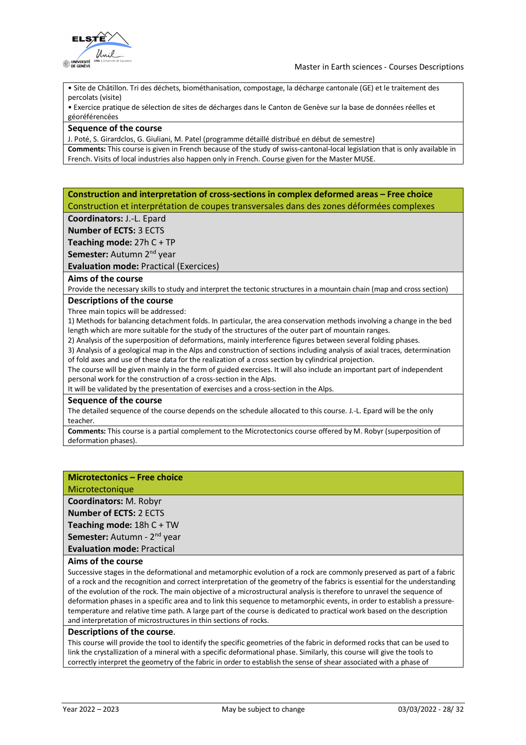• Site de Châtillon. Tri des déchets, biométhanisation, compostage, la décharge cantonale (GE) et le traitement des percolats (visite)

• Exercice pratique de sélection de sites de décharges dans le Canton de Genève sur la base de données réelles et géoréférencées

**Sequence of the course**

J. Poté, S. Girardclos, G. Giuliani, M. Patel (programme détaillé distribué en début de semestre)

**Comments:** This course is given in French because of the study of swiss-cantonal-local legislation that is only available in French. Visits of local industries also happen only in French. Course given for the Master MUSE.

## Construction and interpretation of cross-sections in complex deformed areas – Free choice

Construction et interprétation de coupes transversales dans des zones déformées complexes

**Coordinators:** J.-L. Epard

**Number of ECTS:** 3 ECTS

**Teaching mode:** 27h C + TP

**Semester:** Autumn 2nd year

**Evaluation mode:** Practical (Exercices)

**Aims of the course**

Provide the necessary skills to study and interpret the tectonic structures in a mountain chain (map and cross section)

**Descriptions of the course**

Three main topics will be addressed:

1) Methods for balancing detachment folds. In particular, the area conservation methods involving a change in the bed length which are more suitable for the study of the structures of the outer part of mountain ranges.

2) Analysis of the superposition of deformations, mainly interference figures between several folding phases.

3) Analysis of a geological map in the Alps and construction of sections including analysis of axial traces, determination of fold axes and use of these data for the realization of a cross section by cylindrical projection.

The course will be given mainly in the form of guided exercises. It will also include an important part of independent personal work for the construction of a cross-section in the Alps.

It will be validated by the presentation of exercises and a cross-section in the Alps.

**Sequence of the course**

The detailed sequence of the course depends on the schedule allocated to this course. J.-L. Epard will be the only teacher.

**Comments:** This course is a partial complement to the Microtectonics course offered by M. Robyr (superposition of deformation phases).

## Microtectonics – Free choice

Microtectonique

**Coordinators:** M. Robyr

**Number of ECTS:** 2 ECTS

**Teaching mode:** 18h C + TW

**Semester:** Autumn - 2nd year

**Evaluation mode:** Practical

**Aims of the course**

Successive stages in the deformational and metamorphic evolution of a rock are commonly preserved as part of a fabric of a rock and the recognition and correct interpretation of the geometry of the fabrics is essential for the understanding of the evolution of the rock. The main objective of a microstructural analysis is therefore to unravel the sequence of deformation phases in a specific area and to link this sequence to metamorphic events, in order to establish a pressure-temperature and relative time path. A large part of the course is dedicated to practical work based on the description and interpretation of microstructures in thin sections of rocks.

**Descriptions of the course.**

This course will provide the tool to identify the specific geometries of the fabric in deformed rocks that can be used to link the crystallization of a mineral with a specific deformational phase. Similarly, this course will give the tools to correctly interpret the geometry of the fabric in order to establish the sense of shear associated with a phase of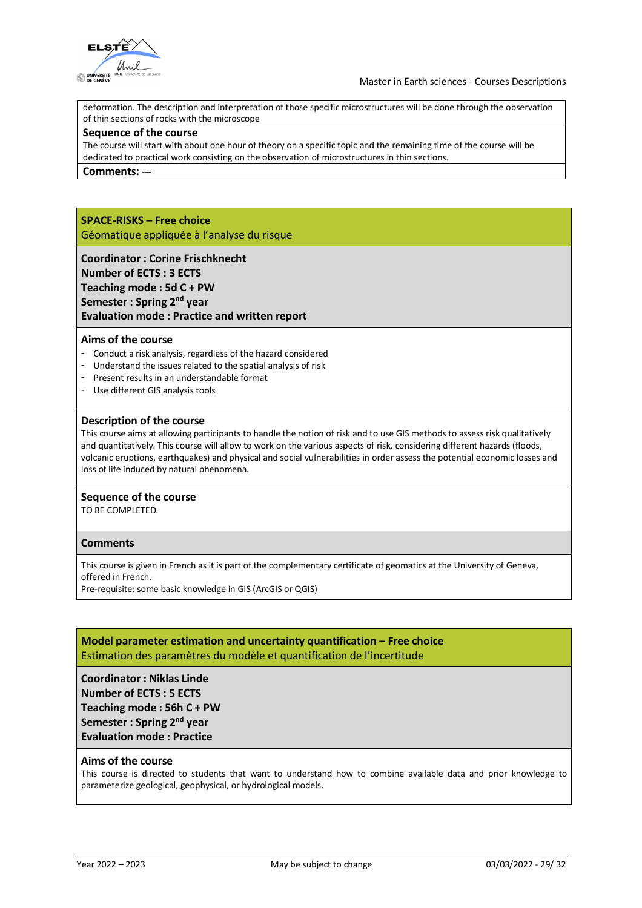deformation. The description and interpretation of those specific microstructures will be done through the observation of thin sections of rocks with the microscope

**Sequence of the course**

The course will start with about one hour of theory on a specific topic and the remaining time of the course will be dedicated to practical work consisting on the observation of microstructures in thin sections.

**Comments:** ---

## SPACE-RISKS – Free choice

Géomatique appliquée à l'analyse du risque

**Coordinator : Corine Frischknecht**
**Number of ECTS : 3 ECTS**
**Teaching mode : 5d C + PW**
**Semester : Spring 2nd year**
**Evaluation mode : Practice and written report**

### Aims of the course

- Conduct a risk analysis, regardless of the hazard considered
- Understand the issues related to the spatial analysis of risk
- Present results in an understandable format
- Use different GIS analysis tools

### Description of the course

This course aims at allowing participants to handle the notion of risk and to use GIS methods to assess risk qualitatively and quantitatively. This course will allow to work on the various aspects of risk, considering different hazards (floods, volcanic eruptions, earthquakes) and physical and social vulnerabilities in order assess the potential economic losses and loss of life induced by natural phenomena.

### Sequence of the course

TO BE COMPLETED.

### Comments

This course is given in French as it is part of the complementary certificate of geomatics at the University of Geneva, offered in French.
Pre-requisite: some basic knowledge in GIS (ArcGIS or QGIS)

## Model parameter estimation and uncertainty quantification – Free choice

Estimation des paramètres du modèle et quantification de l'incertitude

**Coordinator : Niklas Linde**
**Number of ECTS : 5 ECTS**
**Teaching mode : 56h C + PW**
**Semester : Spring 2nd year**
**Evaluation mode : Practice**

### Aims of the course

This course is directed to students that want to understand how to combine available data and prior knowledge to parameterize geological, geophysical, or hydrological models.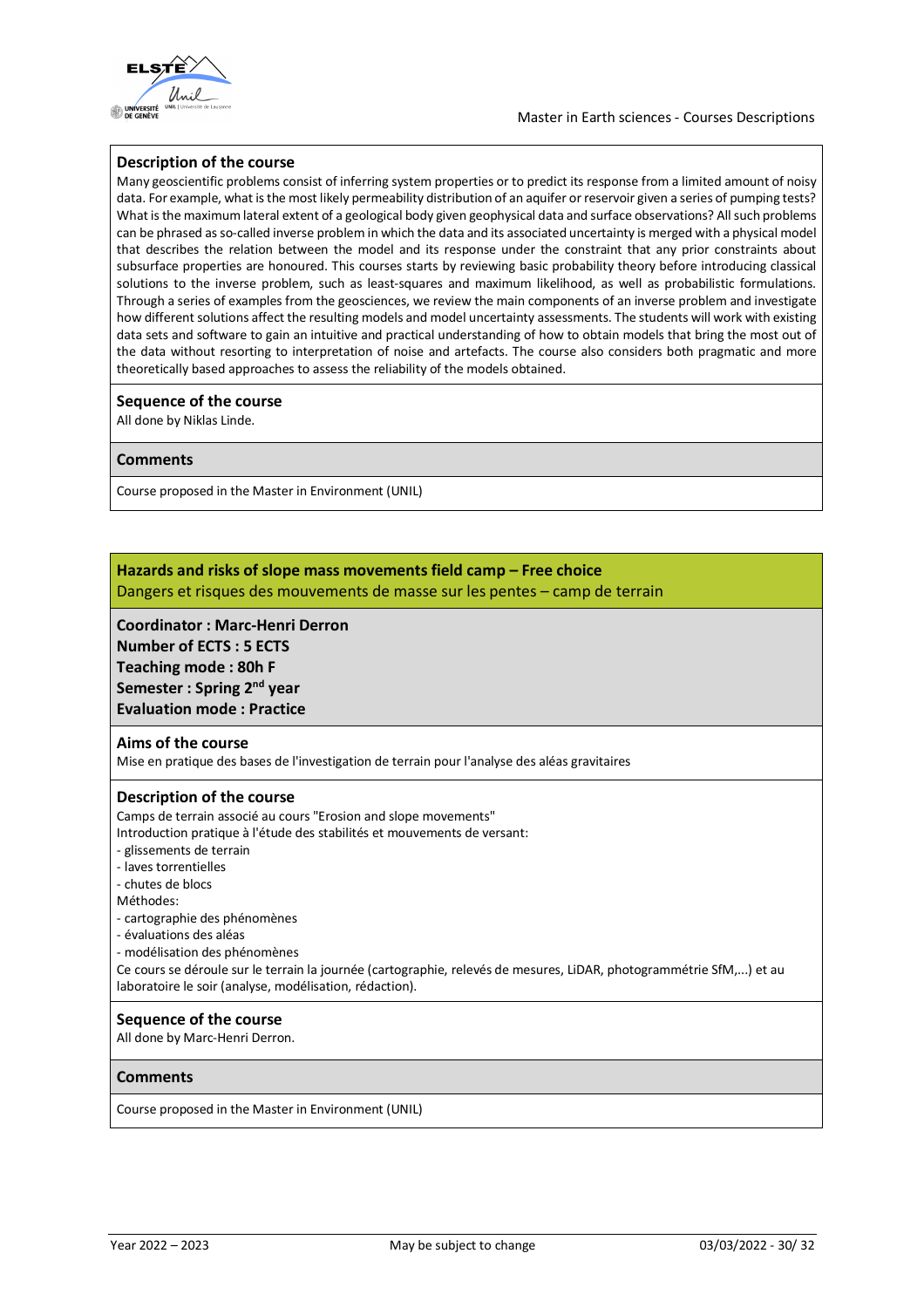### Description of the course

Many geoscientific problems consist of inferring system properties or to predict its response from a limited amount of noisy data. For example, what is the most likely permeability distribution of an aquifer or reservoir given a series of pumping tests? What is the maximum lateral extent of a geological body given geophysical data and surface observations? All such problems can be phrased as so-called inverse problem in which the data and its associated uncertainty is merged with a physical model that describes the relation between the model and its response under the constraint that any prior constraints about subsurface properties are honoured. This courses starts by reviewing basic probability theory before introducing classical solutions to the inverse problem, such as least-squares and maximum likelihood, as well as probabilistic formulations. Through a series of examples from the geosciences, we review the main components of an inverse problem and investigate how different solutions affect the resulting models and model uncertainty assessments. The students will work with existing data sets and software to gain an intuitive and practical understanding of how to obtain models that bring the most out of the data without resorting to interpretation of noise and artefacts. The course also considers both pragmatic and more theoretically based approaches to assess the reliability of the models obtained.

### Sequence of the course

All done by Niklas Linde.

### Comments

Course proposed in the Master in Environment (UNIL)

## Hazards and risks of slope mass movements field camp – Free choice

Dangers et risques des mouvements de masse sur les pentes – camp de terrain

**Coordinator : Marc-Henri Derron**
**Number of ECTS : 5 ECTS**
**Teaching mode : 80h F**
**Semester : Spring 2nd year**
**Evaluation mode : Practice**

### Aims of the course

Mise en pratique des bases de l'investigation de terrain pour l'analyse des aléas gravitaires

### Description of the course

Camps de terrain associé au cours "Erosion and slope movements"
Introduction pratique à l'étude des stabilités et mouvements de versant:
- glissements de terrain
- laves torrentielles
- chutes de blocs

Méthodes:
- cartographie des phénomènes
- évaluations des aléas
- modélisation des phénomènes

Ce cours se déroule sur le terrain la journée (cartographie, relevés de mesures, LiDAR, photogrammétrie SfM,...) et au laboratoire le soir (analyse, modélisation, rédaction).

### Sequence of the course

All done by Marc-Henri Derron.

### Comments

Course proposed in the Master in Environment (UNIL)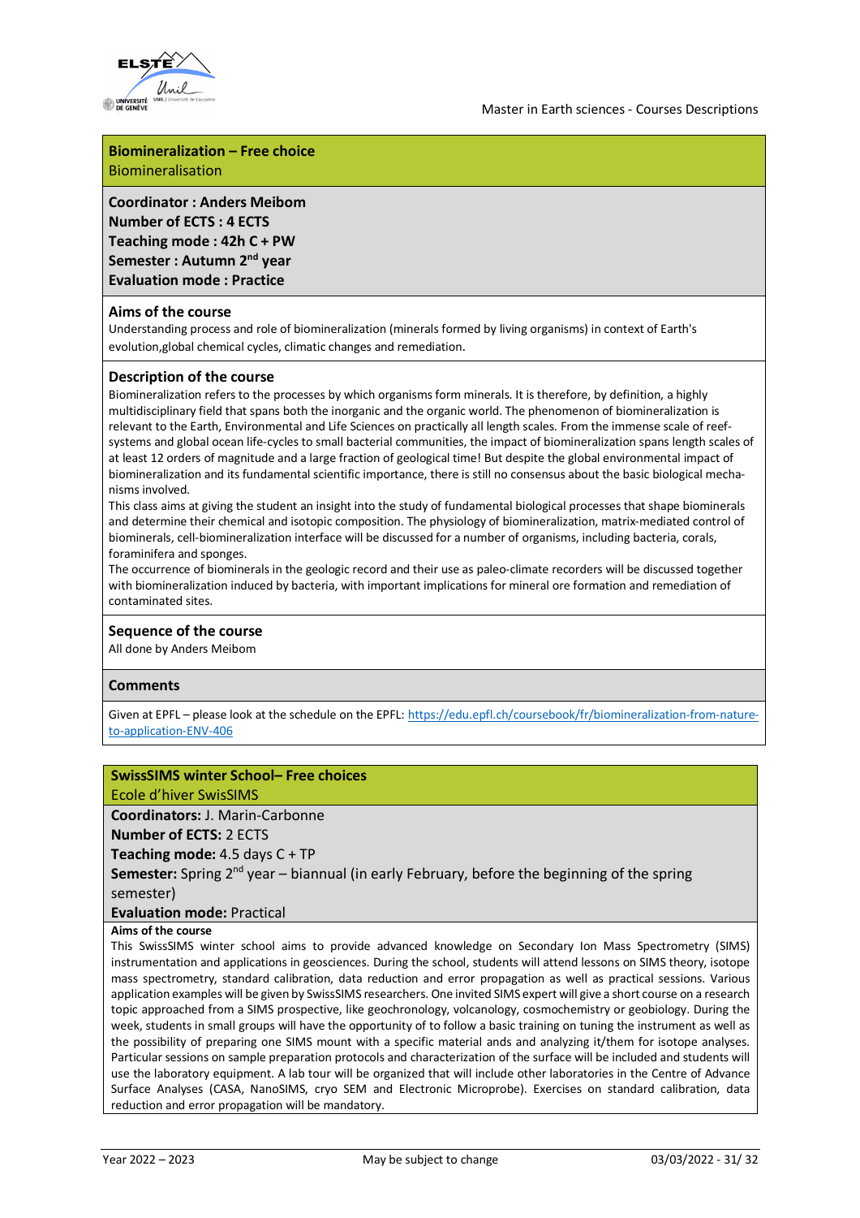## Biomineralization – Free choice

Biomineralisation

**Coordinator : Anders Meibom**
**Number of ECTS : 4 ECTS**
**Teaching mode : 42h C + PW**
**Semester : Autumn 2nd year**
**Evaluation mode : Practice**

### Aims of the course

Understanding process and role of biomineralization (minerals formed by living organisms) in context of Earth's evolution,global chemical cycles, climatic changes and remediation.

### Description of the course

Biomineralization refers to the processes by which organisms form minerals. It is therefore, by definition, a highly multidisciplinary field that spans both the inorganic and the organic world. The phenomenon of biomineralization is relevant to the Earth, Environmental and Life Sciences on practically all length scales. From the immense scale of reef-systems and global ocean life-cycles to small bacterial communities, the impact of biomineralization spans length scales of at least 12 orders of magnitude and a large fraction of geological time! But despite the global environmental impact of biomineralization and its fundamental scientific importance, there is still no consensus about the basic biological mechanisms involved.

This class aims at giving the student an insight into the study of fundamental biological processes that shape biominerals and determine their chemical and isotopic composition. The physiology of biomineralization, matrix-mediated control of biominerals, cell-biomineralization interface will be discussed for a number of organisms, including bacteria, corals, foraminifera and sponges.

The occurrence of biominerals in the geologic record and their use as paleo-climate recorders will be discussed together with biomineralization induced by bacteria, with important implications for mineral ore formation and remediation of contaminated sites.

### Sequence of the course

All done by Anders Meibom

### Comments

Given at EPFL – please look at the schedule on the EPFL: https://edu.epfl.ch/coursebook/fr/biomineralization-from-nature-to-application-ENV-406

## SwissSIMS winter School– Free choices

Ecole d'hiver SwissSIMS

**Coordinators:** J. Marin-Carbonne
**Number of ECTS:** 2 ECTS
**Teaching mode:** 4.5 days C + TP
**Semester:** Spring 2nd year – biannual (in early February, before the beginning of the spring semester)
**Evaluation mode:** Practical

**Aims of the course**

This SwissSIMS winter school aims to provide advanced knowledge on Secondary Ion Mass Spectrometry (SIMS) instrumentation and applications in geosciences. During the school, students will attend lessons on SIMS theory, isotope mass spectrometry, standard calibration, data reduction and error propagation as well as practical sessions. Various application examples will be given by SwissSIMS researchers. One invited SIMS expert will give a short course on a research topic approached from a SIMS prospective, like geochronology, volcanology, cosmochemistry or geobiology. During the week, students in small groups will have the opportunity of to follow a basic training on tuning the instrument as well as the possibility of preparing one SIMS mount with a specific material ands and analyzing it/them for isotope analyses. Particular sessions on sample preparation protocols and characterization of the surface will be included and students will use the laboratory equipment. A lab tour will be organized that will include other laboratories in the Centre of Advance Surface Analyses (CASA, NanoSIMS, cryo SEM and Electronic Microprobe). Exercises on standard calibration, data reduction and error propagation will be mandatory.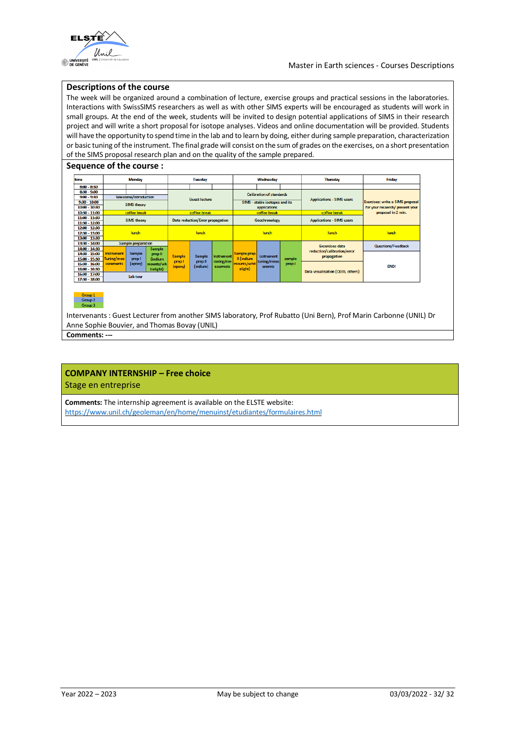### Descriptions of the course

The week will be organized around a combination of lecture, exercise groups and practical sessions in the laboratories. Interactions with SwissSIMS researchers as well as with other SIMS experts will be encouraged as students will work in small groups. At the end of the week, students will be invited to design potential applications of SIMS in their research project and will write a short proposal for isotope analyses. Videos and online documentation will be provided. Students will have the opportunity to spend time in the lab and to learn by doing, either during sample preparation, characterization or basic tuning of the instrument. The final grade will consist on the sum of grades on the exercises, on a short presentation of the SIMS proposal research plan and on the quality of the sample prepared.

### Sequence of the course :

| time | Monday | | | Tuesday | | | Wednesday | | | Thursday | Friday |
|---|---|---|---|---|---|---|---|---|---|---|---|
| 8:00 - 8:30 | | | | | | | | | | | |
| 8:30 - 9:00 | | | | Guest lecture | | | Calibration of standards | | | Applications - SIMS users | Exercises: write a SIMS proposal for your researcht/ present your proposal in 2 min. |
| 9:00 - 9:30 | Welcome/introduction | | | | | | | | | | |
| 9:30 - 10:00 | SIMS theory | | | | | | SIMS - stable isotopes and its applications | | | | |
| 10:00 - 10:30 | | | | | | | | | | | |
| 10:30 - 11:00 | coffee break | | | coffee break | | | coffee break | | | coffee berak | |
| 11:00 - 11:30 | SIMS theory | | | Data reduction/Error propagation | | | Geochronology | | | Applications - SIMS users | |
| 11:30 - 12:00 | | | | | | | | | | | |
| 12:00 - 12:30 | lunch | | | lunch | | | lunch | | | lunch | lunch |
| 12:30 - 13:00 | | | | | | | | | | | |
| 13:00 - 13:30 | | | | | | | | | | | |
| 13:30 - 14:00 | Sample preparation | | | Sample prep I (epoxy) | Sample prep II (indium) | Instrument tuning/measurements | Sample prep II (indium mounts/whitelight) | istrument tuning/measurements | sample prep I | Excercises data reduction/calibration/error propagation | Questions/Feedback |
| 14:00 - 14:30 | Instrument Tuning/measurements | Sample prep I (epoxy) | Sample prep II (indium mounts/whitelight) | | | | | | | | |
| 14:30 - 15:00 | | | | | | | | | | | END! |
| 15:00 - 15:30 | | | | | | | | | | | |
| 15:30 - 16:00 | | | | | | | | | | Data visualisation (QGIS, others) | |
| 16:00 - 16:30 | | | | | | | | | | | |
| 16:30 - 17:00 | Lab tour | | | | | | | | | | |
| 17:30 - 18:00 | | | | | | | | | | | |

Group 1
Group 2
Group 3

Intervenants : Guest Lecturer from another SIMS laboratory, Prof Rubatto (Uni Bern), Prof Marin Carbonne (UNIL) Dr Anne Sophie Bouvier, and Thomas Bovay (UNIL)

**Comments: ---**

## COMPANY INTERNSHIP – Free choice

Stage en entreprise

**Comments:** The internship agreement is available on the ELSTE website:
https://www.unil.ch/geoleman/en/home/menuinst/etudiantes/formulaires.html